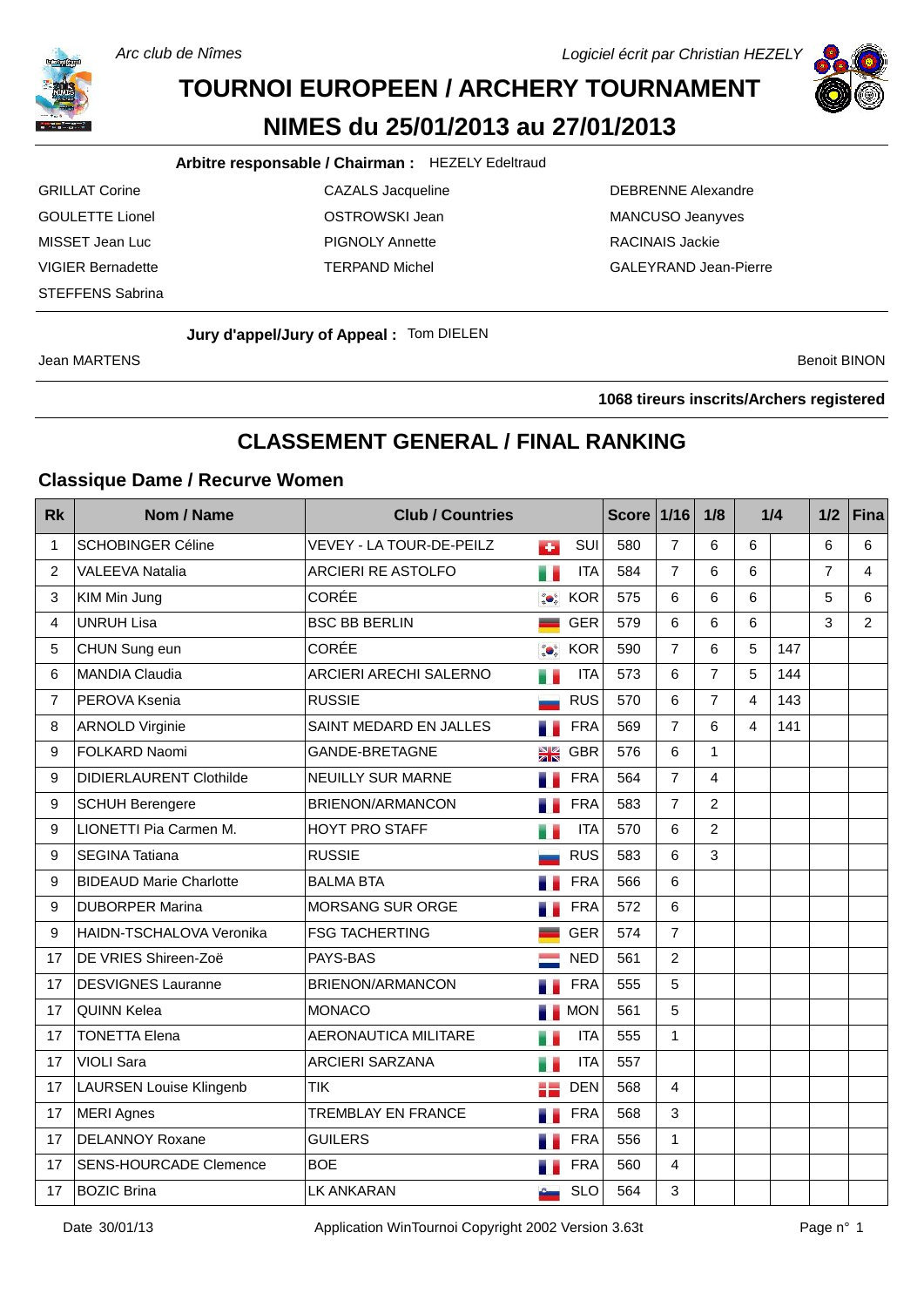*Arc club de Nîmes*

*Logiciel écrit par Christian HEZELY*

# TOURNOI EUROPEEN / ARCHERY TOURNAMENT
# NIMES du 25/01/2013 au 27/01/2013

**Arbitre responsable / Chairman :** HEZELY Edeltraud

GRILLAT Corine
CAZALS Jacqueline
DEBRENNE Alexandre
GOULETTE Lionel
OSTROWSKI Jean
MANCUSO Jeanyves
MISSET Jean Luc
PIGNOLY Annette
RACINAIS Jackie
VIGIER Bernadette
TERPAND Michel
GALEYRAND Jean-Pierre
STEFFENS Sabrina

**Jury d'appel/Jury of Appeal :** Tom DIELEN

Jean MARTENS
Benoit BINON

**1068 tireurs inscrits/Archers registered**

## CLASSEMENT GENERAL / FINAL RANKING

### Classique Dame / Recurve Women

| Rk | Nom / Name | Club / Countries | | Score | 1/16 | 1/8 | 1/4 | | 1/2 | Fina |
|---|---|---|---|---|---|---|---|---|---|---|
| 1 | SCHOBINGER Céline | VEVEY - LA TOUR-DE-PEILZ | SUI | 580 | 7 | 6 | 6 | | 6 | 6 |
| 2 | VALEEVA Natalia | ARCIERI RE ASTOLFO | ITA | 584 | 7 | 6 | 6 | | 7 | 4 |
| 3 | KIM Min Jung | CORÉE | KOR | 575 | 6 | 6 | 6 | | 5 | 6 |
| 4 | UNRUH Lisa | BSC BB BERLIN | GER | 579 | 6 | 6 | 6 | | 3 | 2 |
| 5 | CHUN Sung eun | CORÉE | KOR | 590 | 7 | 6 | 5 | 147 | | |
| 6 | MANDIA Claudia | ARCIERI ARECHI SALERNO | ITA | 573 | 6 | 7 | 5 | 144 | | |
| 7 | PEROVA Ksenia | RUSSIE | RUS | 570 | 6 | 7 | 4 | 143 | | |
| 8 | ARNOLD Virginie | SAINT MEDARD EN JALLES | FRA | 569 | 7 | 6 | 4 | 141 | | |
| 9 | FOLKARD Naomi | GANDE-BRETAGNE | GBR | 576 | 6 | 1 | | | | |
| 9 | DIDIERLAURENT Clothilde | NEUILLY SUR MARNE | FRA | 564 | 7 | 4 | | | | |
| 9 | SCHUH Berengere | BRIENON/ARMANCON | FRA | 583 | 7 | 2 | | | | |
| 9 | LIONETTI Pia Carmen M. | HOYT PRO STAFF | ITA | 570 | 6 | 2 | | | | |
| 9 | SEGINA Tatiana | RUSSIE | RUS | 583 | 6 | 3 | | | | |
| 9 | BIDEAUD Marie Charlotte | BALMA BTA | FRA | 566 | 6 | | | | | |
| 9 | DUBORPER Marina | MORSANG SUR ORGE | FRA | 572 | 6 | | | | | |
| 9 | HAIDN-TSCHALOVA Veronika | FSG TACHERTING | GER | 574 | 7 | | | | | |
| 17 | DE VRIES Shireen-Zoë | PAYS-BAS | NED | 561 | 2 | | | | | |
| 17 | DESVIGNES Lauranne | BRIENON/ARMANCON | FRA | 555 | 5 | | | | | |
| 17 | QUINN Kelea | MONACO | MON | 561 | 5 | | | | | |
| 17 | TONETTA Elena | AERONAUTICA MILITARE | ITA | 555 | 1 | | | | | |
| 17 | VIOLI Sara | ARCIERI SARZANA | ITA | 557 | | | | | | |
| 17 | LAURSEN Louise Klingenb | TIK | DEN | 568 | 4 | | | | | |
| 17 | MERI Agnes | TREMBLAY EN FRANCE | FRA | 568 | 3 | | | | | |
| 17 | DELANNOY Roxane | GUILERS | FRA | 556 | 1 | | | | | |
| 17 | SENS-HOURCADE Clemence | BOE | FRA | 560 | 4 | | | | | |
| 17 | BOZIC Brina | LK ANKARAN | SLO | 564 | 3 | | | | | |

Date 30/01/13 — Application WinTournoi Copyright 2002 Version 3.63t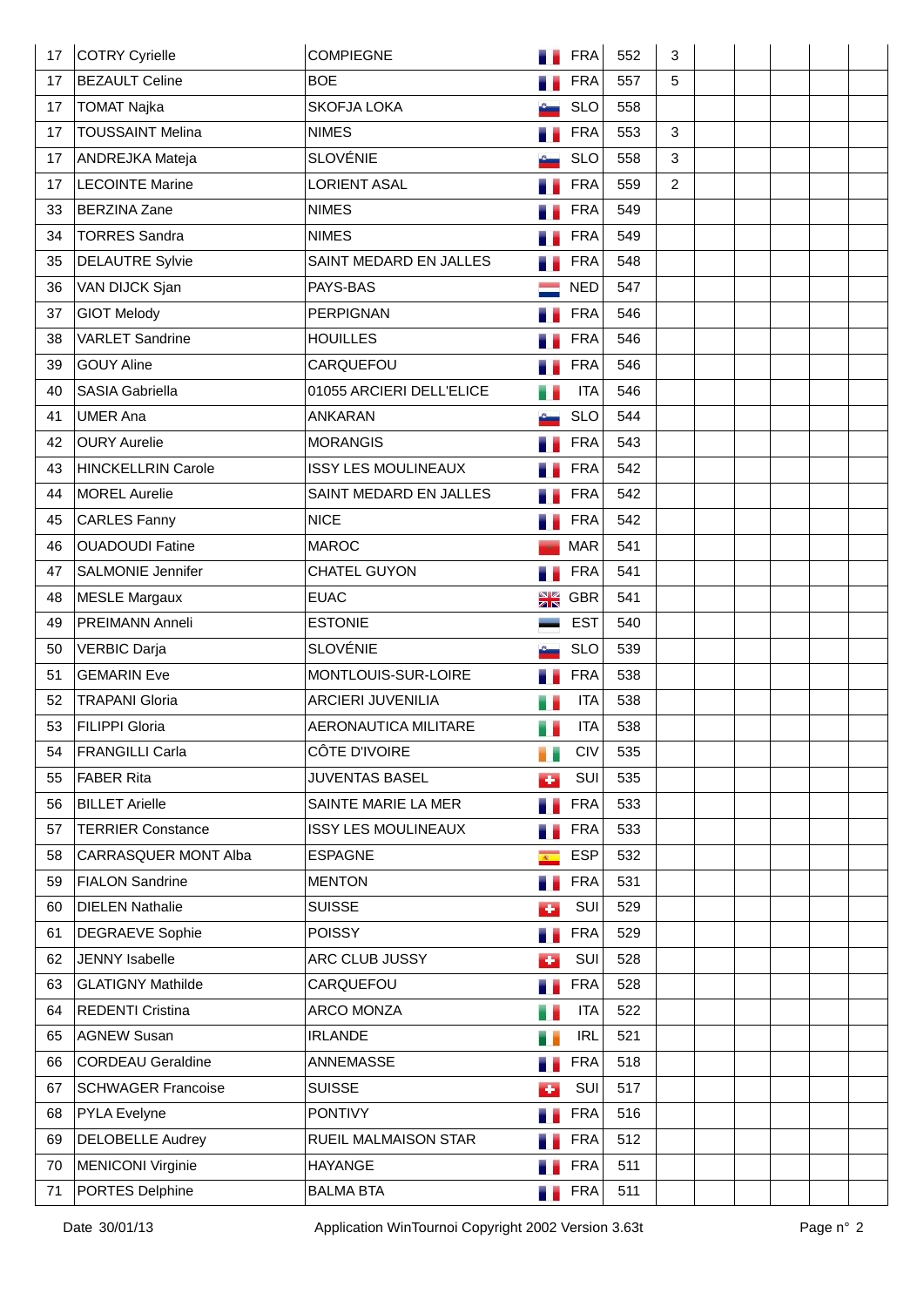| | | | | | | | | | | |
|---|---|---|---|---|---|---|---|---|---|---|
| 17 | COTRY Cyrielle | COMPIEGNE | FRA | 552 | 3 | | | | | |
| 17 | BEZAULT Celine | BOE | FRA | 557 | 5 | | | | | |
| 17 | TOMAT Najka | SKOFJA LOKA | SLO | 558 | | | | | | |
| 17 | TOUSSAINT Melina | NIMES | FRA | 553 | 3 | | | | | |
| 17 | ANDREJKA Mateja | SLOVÉNIE | SLO | 558 | 3 | | | | | |
| 17 | LECOINTE Marine | LORIENT ASAL | FRA | 559 | 2 | | | | | |
| 33 | BERZINA Zane | NIMES | FRA | 549 | | | | | | |
| 34 | TORRES Sandra | NIMES | FRA | 549 | | | | | | |
| 35 | DELAUTRE Sylvie | SAINT MEDARD EN JALLES | FRA | 548 | | | | | | |
| 36 | VAN DIJCK Sjan | PAYS-BAS | NED | 547 | | | | | | |
| 37 | GIOT Melody | PERPIGNAN | FRA | 546 | | | | | | |
| 38 | VARLET Sandrine | HOUILLES | FRA | 546 | | | | | | |
| 39 | GOUY Aline | CARQUEFOU | FRA | 546 | | | | | | |
| 40 | SASIA Gabriella | 01055 ARCIERI DELL'ELICE | ITA | 546 | | | | | | |
| 41 | UMER Ana | ANKARAN | SLO | 544 | | | | | | |
| 42 | OURY Aurelie | MORANGIS | FRA | 543 | | | | | | |
| 43 | HINCKELLRIN Carole | ISSY LES MOULINEAUX | FRA | 542 | | | | | | |
| 44 | MOREL Aurelie | SAINT MEDARD EN JALLES | FRA | 542 | | | | | | |
| 45 | CARLES Fanny | NICE | FRA | 542 | | | | | | |
| 46 | OUADOUDI Fatine | MAROC | MAR | 541 | | | | | | |
| 47 | SALMONIE Jennifer | CHATEL GUYON | FRA | 541 | | | | | | |
| 48 | MESLE Margaux | EUAC | GBR | 541 | | | | | | |
| 49 | PREIMANN Anneli | ESTONIE | EST | 540 | | | | | | |
| 50 | VERBIC Darja | SLOVÉNIE | SLO | 539 | | | | | | |
| 51 | GEMARIN Eve | MONTLOUIS-SUR-LOIRE | FRA | 538 | | | | | | |
| 52 | TRAPANI Gloria | ARCIERI JUVENILIA | ITA | 538 | | | | | | |
| 53 | FILIPPI Gloria | AERONAUTICA MILITARE | ITA | 538 | | | | | | |
| 54 | FRANGILLI Carla | CÔTE D'IVOIRE | CIV | 535 | | | | | | |
| 55 | FABER Rita | JUVENTAS BASEL | SUI | 535 | | | | | | |
| 56 | BILLET Arielle | SAINTE MARIE LA MER | FRA | 533 | | | | | | |
| 57 | TERRIER Constance | ISSY LES MOULINEAUX | FRA | 533 | | | | | | |
| 58 | CARRASQUER MONT Alba | ESPAGNE | ESP | 532 | | | | | | |
| 59 | FIALON Sandrine | MENTON | FRA | 531 | | | | | | |
| 60 | DIELEN Nathalie | SUISSE | SUI | 529 | | | | | | |
| 61 | DEGRAEVE Sophie | POISSY | FRA | 529 | | | | | | |
| 62 | JENNY Isabelle | ARC CLUB JUSSY | SUI | 528 | | | | | | |
| 63 | GLATIGNY Mathilde | CARQUEFOU | FRA | 528 | | | | | | |
| 64 | REDENTI Cristina | ARCO MONZA | ITA | 522 | | | | | | |
| 65 | AGNEW Susan | IRLANDE | IRL | 521 | | | | | | |
| 66 | CORDEAU Geraldine | ANNEMASSE | FRA | 518 | | | | | | |
| 67 | SCHWAGER Francoise | SUISSE | SUI | 517 | | | | | | |
| 68 | PYLA Evelyne | PONTIVY | FRA | 516 | | | | | | |
| 69 | DELOBELLE Audrey | RUEIL MALMAISON STAR | FRA | 512 | | | | | | |
| 70 | MENICONI Virginie | HAYANGE | FRA | 511 | | | | | | |
| 71 | PORTES Delphine | BALMA BTA | FRA | 511 | | | | | | |

Date 30/01/13 Application WinTournoi Copyright 2002 Version 3.63t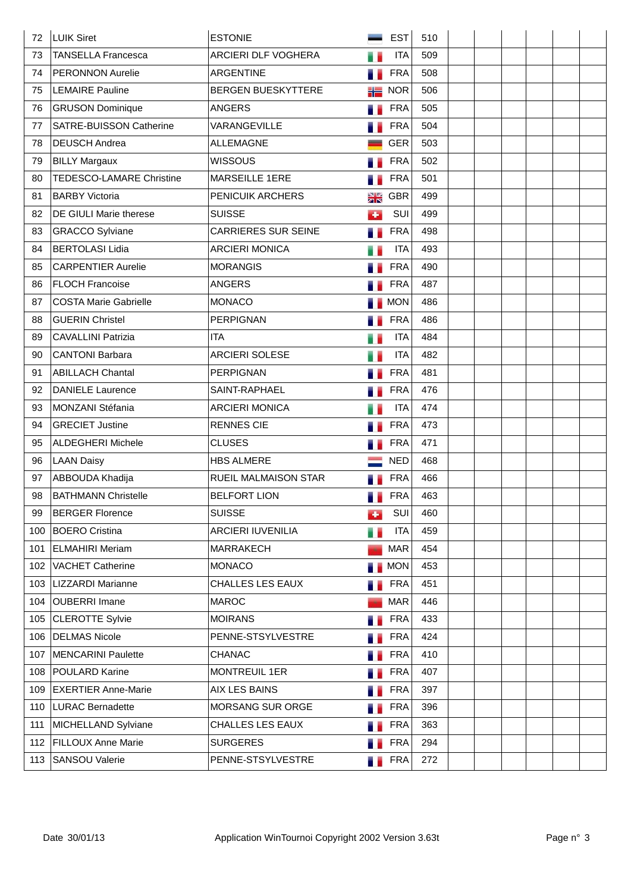| | | | | | | | | | | | |
|---|---|---|---|---|---|---|---|---|---|---|---|
| 72 | LUIK Siret | ESTONIE | EST | 510 | | | | | | | |
| 73 | TANSELLA Francesca | ARCIERI DLF VOGHERA | ITA | 509 | | | | | | | |
| 74 | PERONNON Aurelie | ARGENTINE | FRA | 508 | | | | | | | |
| 75 | LEMAIRE Pauline | BERGEN BUESKYTTERE | NOR | 506 | | | | | | | |
| 76 | GRUSON Dominique | ANGERS | FRA | 505 | | | | | | | |
| 77 | SATRE-BUISSON Catherine | VARANGEVILLE | FRA | 504 | | | | | | | |
| 78 | DEUSCH Andrea | ALLEMAGNE | GER | 503 | | | | | | | |
| 79 | BILLY Margaux | WISSOUS | FRA | 502 | | | | | | | |
| 80 | TEDESCO-LAMARE Christine | MARSEILLE 1ERE | FRA | 501 | | | | | | | |
| 81 | BARBY Victoria | PENICUIK ARCHERS | GBR | 499 | | | | | | | |
| 82 | DE GIULI Marie therese | SUISSE | SUI | 499 | | | | | | | |
| 83 | GRACCO Sylviane | CARRIERES SUR SEINE | FRA | 498 | | | | | | | |
| 84 | BERTOLASI Lidia | ARCIERI MONICA | ITA | 493 | | | | | | | |
| 85 | CARPENTIER Aurelie | MORANGIS | FRA | 490 | | | | | | | |
| 86 | FLOCH Francoise | ANGERS | FRA | 487 | | | | | | | |
| 87 | COSTA Marie Gabrielle | MONACO | MON | 486 | | | | | | | |
| 88 | GUERIN Christel | PERPIGNAN | FRA | 486 | | | | | | | |
| 89 | CAVALLINI Patrizia | ITA | ITA | 484 | | | | | | | |
| 90 | CANTONI Barbara | ARCIERI SOLESE | ITA | 482 | | | | | | | |
| 91 | ABILLACH Chantal | PERPIGNAN | FRA | 481 | | | | | | | |
| 92 | DANIELE Laurence | SAINT-RAPHAEL | FRA | 476 | | | | | | | |
| 93 | MONZANI Stéfania | ARCIERI MONICA | ITA | 474 | | | | | | | |
| 94 | GRECIET Justine | RENNES CIE | FRA | 473 | | | | | | | |
| 95 | ALDEGHERI Michele | CLUSES | FRA | 471 | | | | | | | |
| 96 | LAAN Daisy | HBS ALMERE | NED | 468 | | | | | | | |
| 97 | ABBOUDA Khadija | RUEIL MALMAISON STAR | FRA | 466 | | | | | | | |
| 98 | BATHMANN Christelle | BELFORT LION | FRA | 463 | | | | | | | |
| 99 | BERGER Florence | SUISSE | SUI | 460 | | | | | | | |
| 100 | BOERO Cristina | ARCIERI IUVENILIA | ITA | 459 | | | | | | | |
| 101 | ELMAHIRI Meriam | MARRAKECH | MAR | 454 | | | | | | | |
| 102 | VACHET Catherine | MONACO | MON | 453 | | | | | | | |
| 103 | LIZZARDI Marianne | CHALLES LES EAUX | FRA | 451 | | | | | | | |
| 104 | OUBERRI Imane | MAROC | MAR | 446 | | | | | | | |
| 105 | CLEROTTE Sylvie | MOIRANS | FRA | 433 | | | | | | | |
| 106 | DELMAS Nicole | PENNE-STSYLVESTRE | FRA | 424 | | | | | | | |
| 107 | MENCARINI Paulette | CHANAC | FRA | 410 | | | | | | | |
| 108 | POULARD Karine | MONTREUIL 1ER | FRA | 407 | | | | | | | |
| 109 | EXERTIER Anne-Marie | AIX LES BAINS | FRA | 397 | | | | | | | |
| 110 | LURAC Bernadette | MORSANG SUR ORGE | FRA | 396 | | | | | | | |
| 111 | MICHELLAND Sylviane | CHALLES LES EAUX | FRA | 363 | | | | | | | |
| 112 | FILLOUX Anne Marie | SURGERES | FRA | 294 | | | | | | | |
| 113 | SANSOU Valerie | PENNE-STSYLVESTRE | FRA | 272 | | | | | | | |

Date 30/01/13 — Application WinTournoi Copyright 2002 Version 3.63t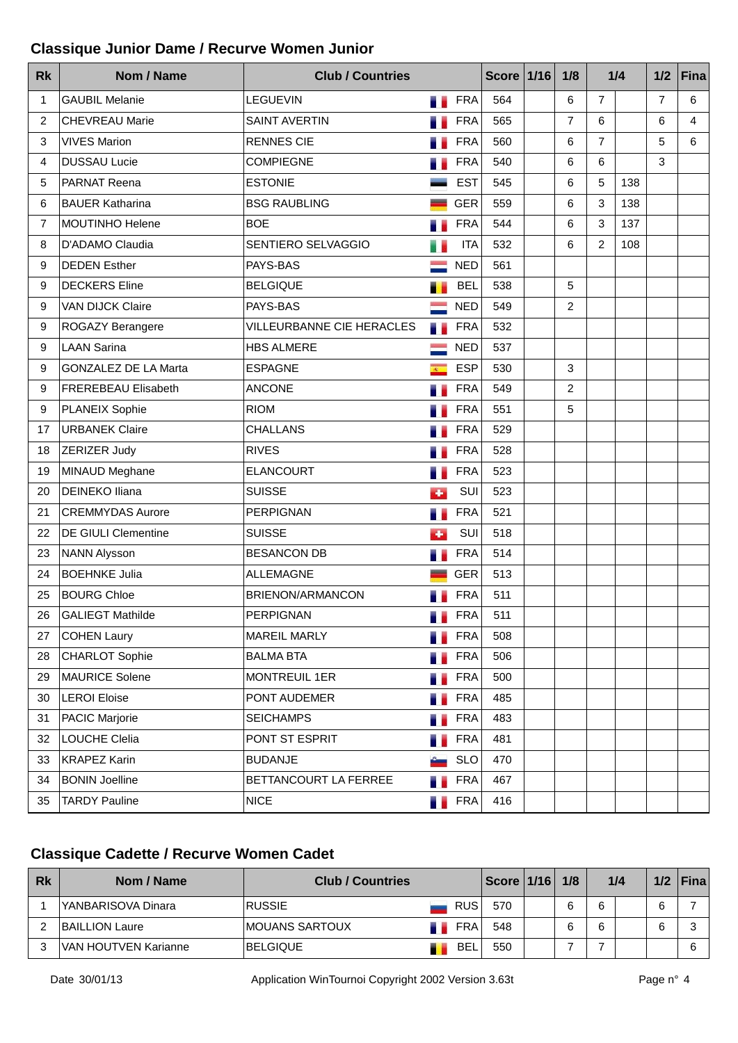## Classique Junior Dame / Recurve Women Junior

| Rk | Nom / Name | Club / Countries | | Score | 1/16 | 1/8 | 1/4 | | 1/2 | Fina |
|---|---|---|---|---|---|---|---|---|---|---|
| 1 | GAUBIL Melanie | LEGUEVIN | FRA | 564 | | 6 | 7 | | 7 | 6 |
| 2 | CHEVREAU Marie | SAINT AVERTIN | FRA | 565 | | 7 | 6 | | 6 | 4 |
| 3 | VIVES Marion | RENNES CIE | FRA | 560 | | 6 | 7 | | 5 | 6 |
| 4 | DUSSAU Lucie | COMPIEGNE | FRA | 540 | | 6 | 6 | | 3 | |
| 5 | PARNAT Reena | ESTONIE | EST | 545 | | 6 | 5 | 138 | | |
| 6 | BAUER Katharina | BSG RAUBLING | GER | 559 | | 6 | 3 | 138 | | |
| 7 | MOUTINHO Helene | BOE | FRA | 544 | | 6 | 3 | 137 | | |
| 8 | D'ADAMO Claudia | SENTIERO SELVAGGIO | ITA | 532 | | 6 | 2 | 108 | | |
| 9 | DEDEN Esther | PAYS-BAS | NED | 561 | | | | | | |
| 9 | DECKERS Eline | BELGIQUE | BEL | 538 | | 5 | | | | |
| 9 | VAN DIJCK Claire | PAYS-BAS | NED | 549 | | 2 | | | | |
| 9 | ROGAZY Berangere | VILLEURBANNE CIE HERACLES | FRA | 532 | | | | | | |
| 9 | LAAN Sarina | HBS ALMERE | NED | 537 | | | | | | |
| 9 | GONZALEZ DE LA Marta | ESPAGNE | ESP | 530 | | 3 | | | | |
| 9 | FREREBEAU Elisabeth | ANCONE | FRA | 549 | | 2 | | | | |
| 9 | PLANEIX Sophie | RIOM | FRA | 551 | | 5 | | | | |
| 17 | URBANEK Claire | CHALLANS | FRA | 529 | | | | | | |
| 18 | ZERIZER Judy | RIVES | FRA | 528 | | | | | | |
| 19 | MINAUD Meghane | ELANCOURT | FRA | 523 | | | | | | |
| 20 | DEINEKO Iliana | SUISSE | SUI | 523 | | | | | | |
| 21 | CREMMYDAS Aurore | PERPIGNAN | FRA | 521 | | | | | | |
| 22 | DE GIULI Clementine | SUISSE | SUI | 518 | | | | | | |
| 23 | NANN Alysson | BESANCON DB | FRA | 514 | | | | | | |
| 24 | BOEHNKE Julia | ALLEMAGNE | GER | 513 | | | | | | |
| 25 | BOURG Chloe | BRIENON/ARMANCON | FRA | 511 | | | | | | |
| 26 | GALIEGT Mathilde | PERPIGNAN | FRA | 511 | | | | | | |
| 27 | COHEN Laury | MAREIL MARLY | FRA | 508 | | | | | | |
| 28 | CHARLOT Sophie | BALMA BTA | FRA | 506 | | | | | | |
| 29 | MAURICE Solene | MONTREUIL 1ER | FRA | 500 | | | | | | |
| 30 | LEROI Eloise | PONT AUDEMER | FRA | 485 | | | | | | |
| 31 | PACIC Marjorie | SEICHAMPS | FRA | 483 | | | | | | |
| 32 | LOUCHE Clelia | PONT ST ESPRIT | FRA | 481 | | | | | | |
| 33 | KRAPEZ Karin | BUDANJE | SLO | 470 | | | | | | |
| 34 | BONIN Joelline | BETTANCOURT LA FERREE | FRA | 467 | | | | | | |
| 35 | TARDY Pauline | NICE | FRA | 416 | | | | | | |

## Classique Cadette / Recurve Women Cadet

| Rk | Nom / Name | Club / Countries | | Score | 1/16 | 1/8 | 1/4 | | 1/2 | Fina |
|---|---|---|---|---|---|---|---|---|---|---|
| 1 | YANBARISOVA Dinara | RUSSIE | RUS | 570 | | 6 | 6 | | 6 | 7 |
| 2 | BAILLION Laure | MOUANS SARTOUX | FRA | 548 | | 6 | 6 | | 6 | 3 |
| 3 | VAN HOUTVEN Karianne | BELGIQUE | BEL | 550 | | 7 | 7 | | | 6 |

Date 30/01/13 Application WinTournoi Copyright 2002 Version 3.63t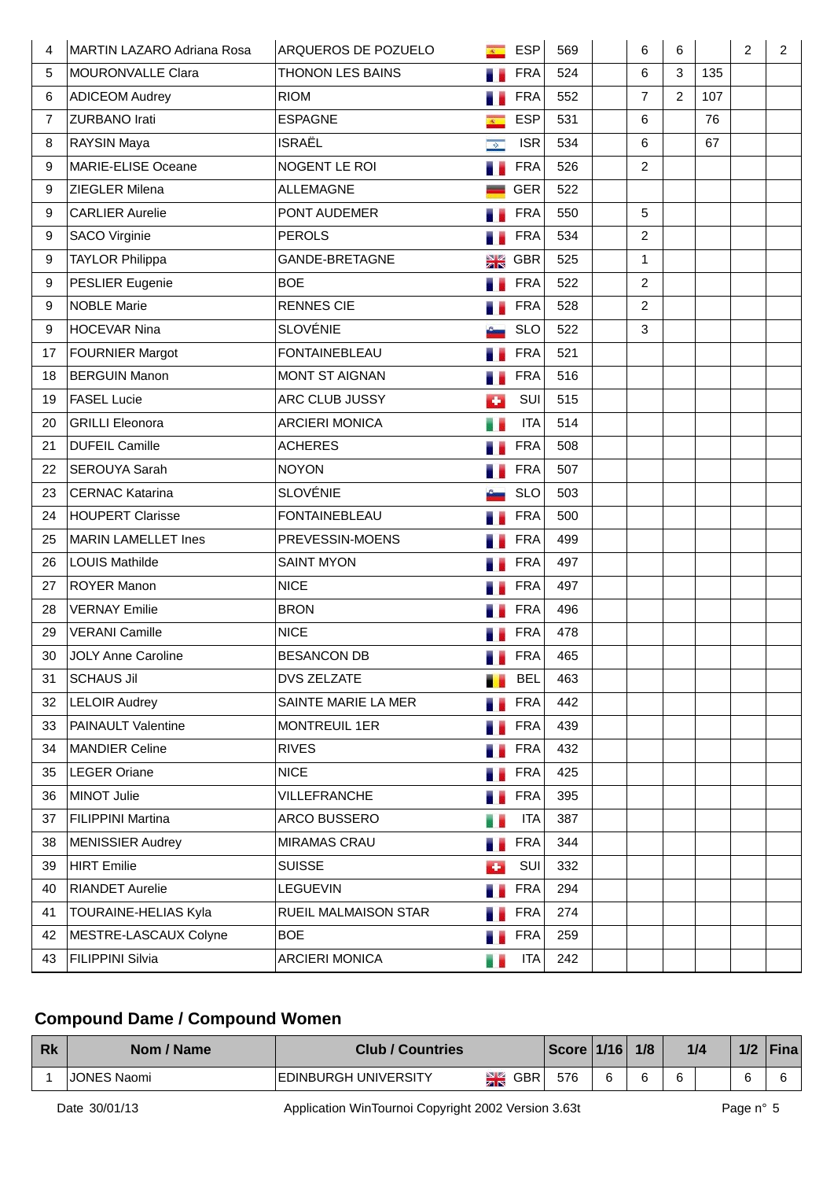| 4 | MARTIN LAZARO Adriana Rosa | ARQUEROS DE POZUELO | ESP | 569 | | 6 | 6 | | 2 | 2 |
|---|---|---|---|---|---|---|---|---|---|---|
| 5 | MOURONVALLE Clara | THONON LES BAINS | FRA | 524 | | 6 | 3 | 135 | | |
| 6 | ADICEOM Audrey | RIOM | FRA | 552 | | 7 | 2 | 107 | | |
| 7 | ZURBANO Irati | ESPAGNE | ESP | 531 | | 6 | | 76 | | |
| 8 | RAYSIN Maya | ISRAËL | ISR | 534 | | 6 | | 67 | | |
| 9 | MARIE-ELISE Oceane | NOGENT LE ROI | FRA | 526 | | 2 | | | | |
| 9 | ZIEGLER Milena | ALLEMAGNE | GER | 522 | | | | | | |
| 9 | CARLIER Aurelie | PONT AUDEMER | FRA | 550 | | 5 | | | | |
| 9 | SACO Virginie | PEROLS | FRA | 534 | | 2 | | | | |
| 9 | TAYLOR Philippa | GANDE-BRETAGNE | GBR | 525 | | 1 | | | | |
| 9 | PESLIER Eugenie | BOE | FRA | 522 | | 2 | | | | |
| 9 | NOBLE Marie | RENNES CIE | FRA | 528 | | 2 | | | | |
| 9 | HOCEVAR Nina | SLOVÉNIE | SLO | 522 | | 3 | | | | |
| 17 | FOURNIER Margot | FONTAINEBLEAU | FRA | 521 | | | | | | |
| 18 | BERGUIN Manon | MONT ST AIGNAN | FRA | 516 | | | | | | |
| 19 | FASEL Lucie | ARC CLUB JUSSY | SUI | 515 | | | | | | |
| 20 | GRILLI Eleonora | ARCIERI MONICA | ITA | 514 | | | | | | |
| 21 | DUFEIL Camille | ACHERES | FRA | 508 | | | | | | |
| 22 | SEROUYA Sarah | NOYON | FRA | 507 | | | | | | |
| 23 | CERNAC Katarina | SLOVÉNIE | SLO | 503 | | | | | | |
| 24 | HOUPERT Clarisse | FONTAINEBLEAU | FRA | 500 | | | | | | |
| 25 | MARIN LAMELLET Ines | PREVESSIN-MOENS | FRA | 499 | | | | | | |
| 26 | LOUIS Mathilde | SAINT MYON | FRA | 497 | | | | | | |
| 27 | ROYER Manon | NICE | FRA | 497 | | | | | | |
| 28 | VERNAY Emilie | BRON | FRA | 496 | | | | | | |
| 29 | VERANI Camille | NICE | FRA | 478 | | | | | | |
| 30 | JOLY Anne Caroline | BESANCON DB | FRA | 465 | | | | | | |
| 31 | SCHAUS Jil | DVS ZELZATE | BEL | 463 | | | | | | |
| 32 | LELOIR Audrey | SAINTE MARIE LA MER | FRA | 442 | | | | | | |
| 33 | PAINAULT Valentine | MONTREUIL 1ER | FRA | 439 | | | | | | |
| 34 | MANDIER Celine | RIVES | FRA | 432 | | | | | | |
| 35 | LEGER Oriane | NICE | FRA | 425 | | | | | | |
| 36 | MINOT Julie | VILLEFRANCHE | FRA | 395 | | | | | | |
| 37 | FILIPPINI Martina | ARCO BUSSERO | ITA | 387 | | | | | | |
| 38 | MENISSIER Audrey | MIRAMAS CRAU | FRA | 344 | | | | | | |
| 39 | HIRT Emilie | SUISSE | SUI | 332 | | | | | | |
| 40 | RIANDET Aurelie | LEGUEVIN | FRA | 294 | | | | | | |
| 41 | TOURAINE-HELIAS Kyla | RUEIL MALMAISON STAR | FRA | 274 | | | | | | |
| 42 | MESTRE-LASCAUX Colyne | BOE | FRA | 259 | | | | | | |
| 43 | FILIPPINI Silvia | ARCIERI MONICA | ITA | 242 | | | | | | |

## Compound Dame / Compound Women

| Rk | Nom / Name | Club / Countries | | Score | 1/16 | 1/8 | 1/4 | | 1/2 | Fina |
|---|---|---|---|---|---|---|---|---|---|---|
| 1 | JONES Naomi | EDINBURGH UNIVERSITY | GBR | 576 | 6 | 6 | 6 | | 6 | 6 |

Date 30/01/13 Application WinTournoi Copyright 2002 Version 3.63t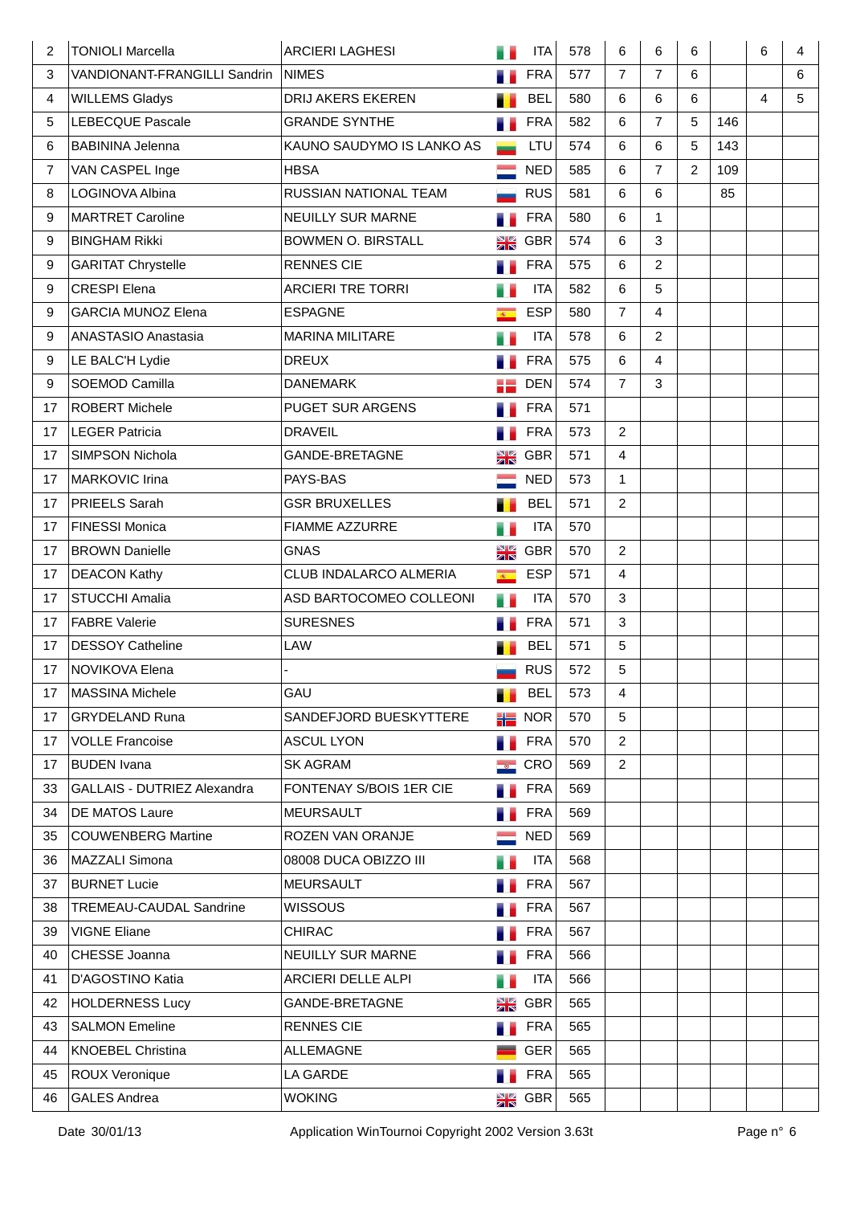| | | | | | | | | | | | |
|---|---|---|---|---|---|---|---|---|---|---|---|
| 2 | TONIOLI Marcella | ARCIERI LAGHESI | ITA | 578 | 6 | 6 | 6 | | 6 | 4 |
| 3 | VANDIONANT-FRANGILLI Sandrin | NIMES | FRA | 577 | 7 | 7 | 6 | | | 6 |
| 4 | WILLEMS Gladys | DRIJ AKERS EKEREN | BEL | 580 | 6 | 6 | 6 | | 4 | 5 |
| 5 | LEBECQUE Pascale | GRANDE SYNTHE | FRA | 582 | 6 | 7 | 5 | 146 | | |
| 6 | BABININA Jelenna | KAUNO SAUDYMO IS LANKO AS | LTU | 574 | 6 | 6 | 5 | 143 | | |
| 7 | VAN CASPEL Inge | HBSA | NED | 585 | 6 | 7 | 2 | 109 | | |
| 8 | LOGINOVA Albina | RUSSIAN NATIONAL TEAM | RUS | 581 | 6 | 6 | | 85 | | |
| 9 | MARTRET Caroline | NEUILLY SUR MARNE | FRA | 580 | 6 | 1 | | | | |
| 9 | BINGHAM Rikki | BOWMEN O. BIRSTALL | GBR | 574 | 6 | 3 | | | | |
| 9 | GARITAT Chrystelle | RENNES CIE | FRA | 575 | 6 | 2 | | | | |
| 9 | CRESPI Elena | ARCIERI TRE TORRI | ITA | 582 | 6 | 5 | | | | |
| 9 | GARCIA MUNOZ Elena | ESPAGNE | ESP | 580 | 7 | 4 | | | | |
| 9 | ANASTASIO Anastasia | MARINA MILITARE | ITA | 578 | 6 | 2 | | | | |
| 9 | LE BALC'H Lydie | DREUX | FRA | 575 | 6 | 4 | | | | |
| 9 | SOEMOD Camilla | DANEMARK | DEN | 574 | 7 | 3 | | | | |
| 17 | ROBERT Michele | PUGET SUR ARGENS | FRA | 571 | | | | | | |
| 17 | LEGER Patricia | DRAVEIL | FRA | 573 | 2 | | | | | |
| 17 | SIMPSON Nichola | GANDE-BRETAGNE | GBR | 571 | 4 | | | | | |
| 17 | MARKOVIC Irina | PAYS-BAS | NED | 573 | 1 | | | | | |
| 17 | PRIEELS Sarah | GSR BRUXELLES | BEL | 571 | 2 | | | | | |
| 17 | FINESSI Monica | FIAMME AZZURRE | ITA | 570 | | | | | | |
| 17 | BROWN Danielle | GNAS | GBR | 570 | 2 | | | | | |
| 17 | DEACON Kathy | CLUB INDALARCO ALMERIA | ESP | 571 | 4 | | | | | |
| 17 | STUCCHI Amalia | ASD BARTOCOMEO COLLEONI | ITA | 570 | 3 | | | | | |
| 17 | FABRE Valerie | SURESNES | FRA | 571 | 3 | | | | | |
| 17 | DESSOY Catheline | LAW | BEL | 571 | 5 | | | | | |
| 17 | NOVIKOVA Elena | - | RUS | 572 | 5 | | | | | |
| 17 | MASSINA Michele | GAU | BEL | 573 | 4 | | | | | |
| 17 | GRYDELAND Runa | SANDEFJORD BUESKYTTERE | NOR | 570 | 5 | | | | | |
| 17 | VOLLE Francoise | ASCUL LYON | FRA | 570 | 2 | | | | | |
| 17 | BUDEN Ivana | SK AGRAM | CRO | 569 | 2 | | | | | |
| 33 | GALLAIS - DUTRIEZ Alexandra | FONTENAY S/BOIS 1ER CIE | FRA | 569 | | | | | | |
| 34 | DE MATOS Laure | MEURSAULT | FRA | 569 | | | | | | |
| 35 | COUWENBERG Martine | ROZEN VAN ORANJE | NED | 569 | | | | | | |
| 36 | MAZZALI Simona | 08008 DUCA OBIZZO III | ITA | 568 | | | | | | |
| 37 | BURNET Lucie | MEURSAULT | FRA | 567 | | | | | | |
| 38 | TREMEAU-CAUDAL Sandrine | WISSOUS | FRA | 567 | | | | | | |
| 39 | VIGNE Eliane | CHIRAC | FRA | 567 | | | | | | |
| 40 | CHESSE Joanna | NEUILLY SUR MARNE | FRA | 566 | | | | | | |
| 41 | D'AGOSTINO Katia | ARCIERI DELLE ALPI | ITA | 566 | | | | | | |
| 42 | HOLDERNESS Lucy | GANDE-BRETAGNE | GBR | 565 | | | | | | |
| 43 | SALMON Emeline | RENNES CIE | FRA | 565 | | | | | | |
| 44 | KNOEBEL Christina | ALLEMAGNE | GER | 565 | | | | | | |
| 45 | ROUX Veronique | LA GARDE | FRA | 565 | | | | | | |
| 46 | GALES Andrea | WOKING | GBR | 565 | | | | | | |

Date 30/01/13 Application WinTournoi Copyright 2002 Version 3.63t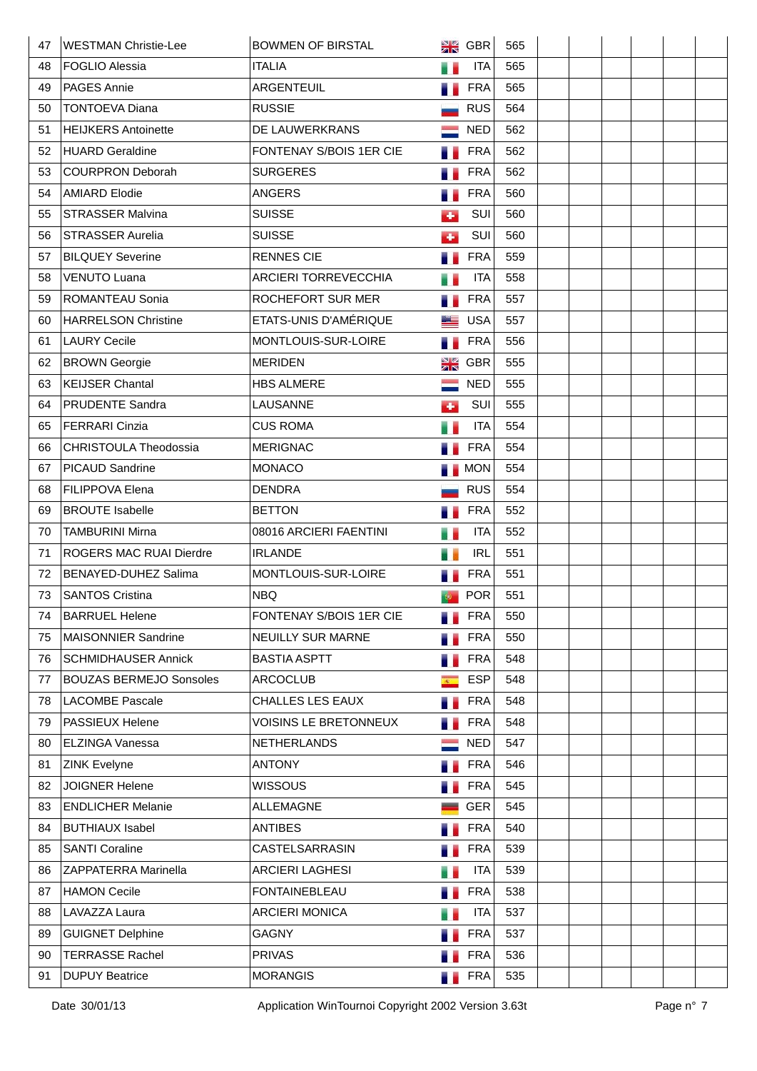| | | | | | | | | | | |
|---|---|---|---|---|---|---|---|---|---|---|
| 47 | WESTMAN Christie-Lee | BOWMEN OF BIRSTAL | GBR | 565 | | | | | | |
| 48 | FOGLIO Alessia | ITALIA | ITA | 565 | | | | | | |
| 49 | PAGES Annie | ARGENTEUIL | FRA | 565 | | | | | | |
| 50 | TONTOEVA Diana | RUSSIE | RUS | 564 | | | | | | |
| 51 | HEIJKERS Antoinette | DE LAUWERKRANS | NED | 562 | | | | | | |
| 52 | HUARD Geraldine | FONTENAY S/BOIS 1ER CIE | FRA | 562 | | | | | | |
| 53 | COURPRON Deborah | SURGERES | FRA | 562 | | | | | | |
| 54 | AMIARD Elodie | ANGERS | FRA | 560 | | | | | | |
| 55 | STRASSER Malvina | SUISSE | SUI | 560 | | | | | | |
| 56 | STRASSER Aurelia | SUISSE | SUI | 560 | | | | | | |
| 57 | BILQUEY Severine | RENNES CIE | FRA | 559 | | | | | | |
| 58 | VENUTO Luana | ARCIERI TORREVECCHIA | ITA | 558 | | | | | | |
| 59 | ROMANTEAU Sonia | ROCHEFORT SUR MER | FRA | 557 | | | | | | |
| 60 | HARRELSON Christine | ETATS-UNIS D'AMÉRIQUE | USA | 557 | | | | | | |
| 61 | LAURY Cecile | MONTLOUIS-SUR-LOIRE | FRA | 556 | | | | | | |
| 62 | BROWN Georgie | MERIDEN | GBR | 555 | | | | | | |
| 63 | KEIJSER Chantal | HBS ALMERE | NED | 555 | | | | | | |
| 64 | PRUDENTE Sandra | LAUSANNE | SUI | 555 | | | | | | |
| 65 | FERRARI Cinzia | CUS ROMA | ITA | 554 | | | | | | |
| 66 | CHRISTOULA Theodossia | MERIGNAC | FRA | 554 | | | | | | |
| 67 | PICAUD Sandrine | MONACO | MON | 554 | | | | | | |
| 68 | FILIPPOVA Elena | DENDRA | RUS | 554 | | | | | | |
| 69 | BROUTE Isabelle | BETTON | FRA | 552 | | | | | | |
| 70 | TAMBURINI Mirna | 08016 ARCIERI FAENTINI | ITA | 552 | | | | | | |
| 71 | ROGERS MAC RUAI Dierdre | IRLANDE | IRL | 551 | | | | | | |
| 72 | BENAYED-DUHEZ Salima | MONTLOUIS-SUR-LOIRE | FRA | 551 | | | | | | |
| 73 | SANTOS Cristina | NBQ | POR | 551 | | | | | | |
| 74 | BARRUEL Helene | FONTENAY S/BOIS 1ER CIE | FRA | 550 | | | | | | |
| 75 | MAISONNIER Sandrine | NEUILLY SUR MARNE | FRA | 550 | | | | | | |
| 76 | SCHMIDHAUSER Annick | BASTIA ASPTT | FRA | 548 | | | | | | |
| 77 | BOUZAS BERMEJO Sonsoles | ARCOCLUB | ESP | 548 | | | | | | |
| 78 | LACOMBE Pascale | CHALLES LES EAUX | FRA | 548 | | | | | | |
| 79 | PASSIEUX Helene | VOISINS LE BRETONNEUX | FRA | 548 | | | | | | |
| 80 | ELZINGA Vanessa | NETHERLANDS | NED | 547 | | | | | | |
| 81 | ZINK Evelyne | ANTONY | FRA | 546 | | | | | | |
| 82 | JOIGNER Helene | WISSOUS | FRA | 545 | | | | | | |
| 83 | ENDLICHER Melanie | ALLEMAGNE | GER | 545 | | | | | | |
| 84 | BUTHIAUX Isabel | ANTIBES | FRA | 540 | | | | | | |
| 85 | SANTI Coraline | CASTELSARRASIN | FRA | 539 | | | | | | |
| 86 | ZAPPATERRA Marinella | ARCIERI LAGHESI | ITA | 539 | | | | | | |
| 87 | HAMON Cecile | FONTAINEBLEAU | FRA | 538 | | | | | | |
| 88 | LAVAZZA Laura | ARCIERI MONICA | ITA | 537 | | | | | | |
| 89 | GUIGNET Delphine | GAGNY | FRA | 537 | | | | | | |
| 90 | TERRASSE Rachel | PRIVAS | FRA | 536 | | | | | | |
| 91 | DUPUY Beatrice | MORANGIS | FRA | 535 | | | | | | |

Date 30/01/13 Application WinTournoi Copyright 2002 Version 3.63t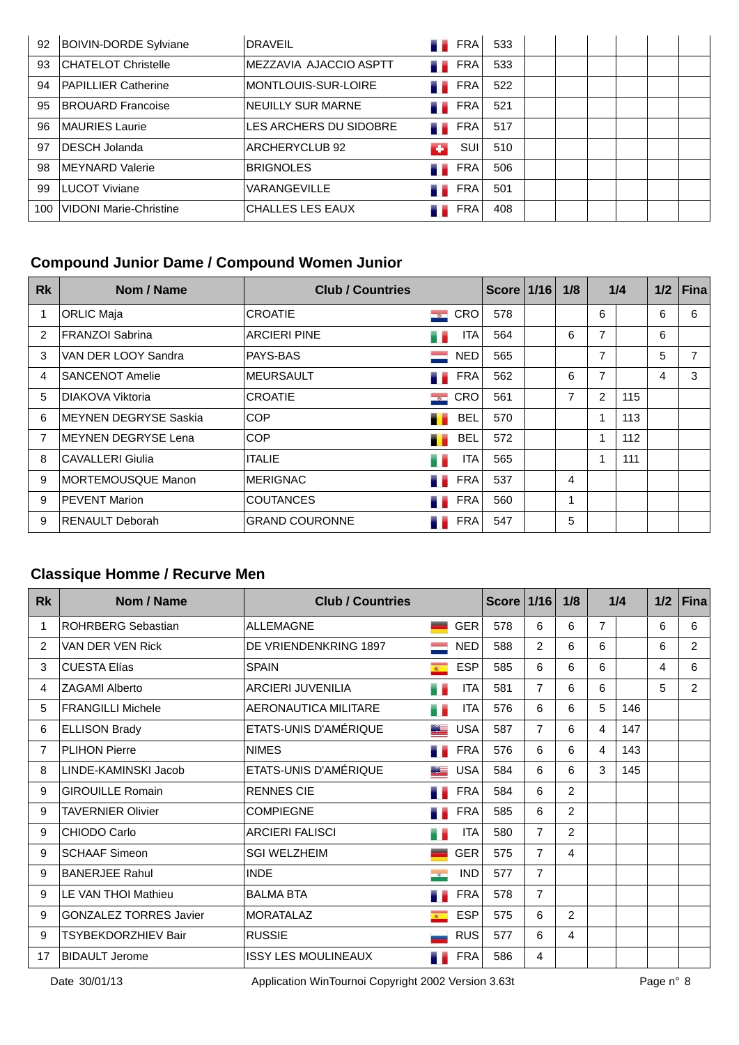| Rk | Nom / Name | Club / Countries | | Score | 1/16 | 1/8 | 1/4 | | 1/2 | Fina |
|---|---|---|---|---|---|---|---|---|---|---|
| 92 | BOIVIN-DORDE Sylviane | DRAVEIL | FRA | 533 | | | | | | |
| 93 | CHATELOT Christelle | MEZZAVIA AJACCIO ASPTT | FRA | 533 | | | | | | |
| 94 | PAPILLIER Catherine | MONTLOUIS-SUR-LOIRE | FRA | 522 | | | | | | |
| 95 | BROUARD Francoise | NEUILLY SUR MARNE | FRA | 521 | | | | | | |
| 96 | MAURIES Laurie | LES ARCHERS DU SIDOBRE | FRA | 517 | | | | | | |
| 97 | DESCH Jolanda | ARCHERYCLUB 92 | SUI | 510 | | | | | | |
| 98 | MEYNARD Valerie | BRIGNOLES | FRA | 506 | | | | | | |
| 99 | LUCOT Viviane | VARANGEVILLE | FRA | 501 | | | | | | |
| 100 | VIDONI Marie-Christine | CHALLES LES EAUX | FRA | 408 | | | | | | |

## Compound Junior Dame / Compound Women Junior

| Rk | Nom / Name | Club / Countries | | Score | 1/16 | 1/8 | 1/4 | | 1/2 | Fina |
|---|---|---|---|---|---|---|---|---|---|---|
| 1 | ORLIC Maja | CROATIE | CRO | 578 | | | 6 | | 6 | 6 |
| 2 | FRANZOI Sabrina | ARCIERI PINE | ITA | 564 | | 6 | 7 | | 6 | |
| 3 | VAN DER LOOY Sandra | PAYS-BAS | NED | 565 | | | 7 | | 5 | 7 |
| 4 | SANCENOT Amelie | MEURSAULT | FRA | 562 | | 6 | 7 | | 4 | 3 |
| 5 | DIAKOVA Viktoria | CROATIE | CRO | 561 | | 7 | 2 | 115 | | |
| 6 | MEYNEN DEGRYSE Saskia | COP | BEL | 570 | | | 1 | 113 | | |
| 7 | MEYNEN DEGRYSE Lena | COP | BEL | 572 | | | 1 | 112 | | |
| 8 | CAVALLERI Giulia | ITALIE | ITA | 565 | | | 1 | 111 | | |
| 9 | MORTEMOUSQUE Manon | MERIGNAC | FRA | 537 | | 4 | | | | |
| 9 | PEVENT Marion | COUTANCES | FRA | 560 | | 1 | | | | |
| 9 | RENAULT Deborah | GRAND COURONNE | FRA | 547 | | 5 | | | | |

## Classique Homme / Recurve Men

| Rk | Nom / Name | Club / Countries | | Score | 1/16 | 1/8 | 1/4 | | 1/2 | Fina |
|---|---|---|---|---|---|---|---|---|---|---|
| 1 | ROHRBERG Sebastian | ALLEMAGNE | GER | 578 | 6 | 6 | 7 | | 6 | 6 |
| 2 | VAN DER VEN Rick | DE VRIENDENKRING 1897 | NED | 588 | 2 | 6 | 6 | | 6 | 2 |
| 3 | CUESTA Elías | SPAIN | ESP | 585 | 6 | 6 | 6 | | 4 | 6 |
| 4 | ZAGAMI Alberto | ARCIERI JUVENILIA | ITA | 581 | 7 | 6 | 6 | | 5 | 2 |
| 5 | FRANGILLI Michele | AERONAUTICA MILITARE | ITA | 576 | 6 | 6 | 5 | 146 | | |
| 6 | ELLISON Brady | ETATS-UNIS D'AMÉRIQUE | USA | 587 | 7 | 6 | 4 | 147 | | |
| 7 | PLIHON Pierre | NIMES | FRA | 576 | 6 | 6 | 4 | 143 | | |
| 8 | LINDE-KAMINSKI Jacob | ETATS-UNIS D'AMÉRIQUE | USA | 584 | 6 | 6 | 3 | 145 | | |
| 9 | GIROUILLE Romain | RENNES CIE | FRA | 584 | 6 | 2 | | | | |
| 9 | TAVERNIER Olivier | COMPIEGNE | FRA | 585 | 6 | 2 | | | | |
| 9 | CHIODO Carlo | ARCIERI FALISCI | ITA | 580 | 7 | 2 | | | | |
| 9 | SCHAAF Simeon | SGI WELZHEIM | GER | 575 | 7 | 4 | | | | |
| 9 | BANERJEE Rahul | INDE | IND | 577 | 7 | | | | | |
| 9 | LE VAN THOI Mathieu | BALMA BTA | FRA | 578 | 7 | | | | | |
| 9 | GONZALEZ TORRES Javier | MORATALAZ | ESP | 575 | 6 | 2 | | | | |
| 9 | TSYBEKDORZHIEV Bair | RUSSIE | RUS | 577 | 6 | 4 | | | | |
| 17 | BIDAULT Jerome | ISSY LES MOULINEAUX | FRA | 586 | 4 | | | | | |

Date 30/01/13 Application WinTournoi Copyright 2002 Version 3.63t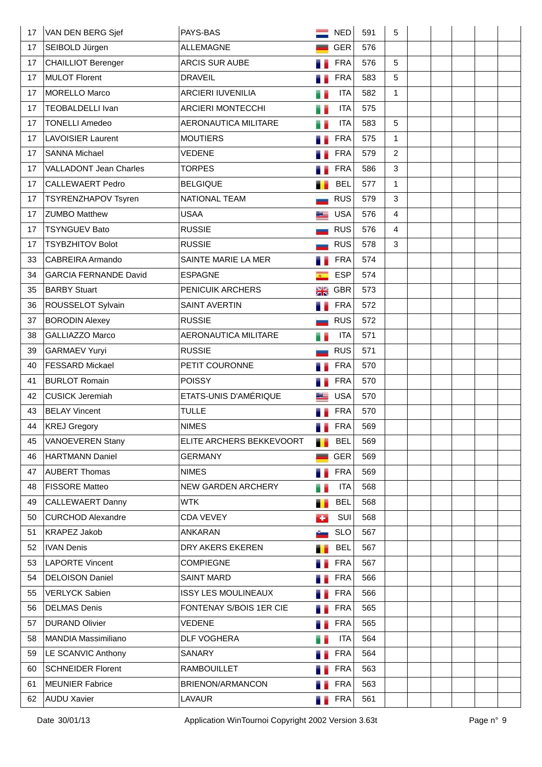| | | | | | | | | | | |
|---|---|---|---|---|---|---|---|---|---|---|
| 17 | VAN DEN BERG Sjef | PAYS-BAS | NED | 591 | 5 | | | | | |
| 17 | SEIBOLD Jürgen | ALLEMAGNE | GER | 576 | | | | | | |
| 17 | CHAILLIOT Berenger | ARCIS SUR AUBE | FRA | 576 | 5 | | | | | |
| 17 | MULOT Florent | DRAVEIL | FRA | 583 | 5 | | | | | |
| 17 | MORELLO Marco | ARCIERI IUVENILIA | ITA | 582 | 1 | | | | | |
| 17 | TEOBALDELLI Ivan | ARCIERI MONTECCHI | ITA | 575 | | | | | | |
| 17 | TONELLI Amedeo | AERONAUTICA MILITARE | ITA | 583 | 5 | | | | | |
| 17 | LAVOISIER Laurent | MOUTIERS | FRA | 575 | 1 | | | | | |
| 17 | SANNA Michael | VEDENE | FRA | 579 | 2 | | | | | |
| 17 | VALLADONT Jean Charles | TORPES | FRA | 586 | 3 | | | | | |
| 17 | CALLEWAERT Pedro | BELGIQUE | BEL | 577 | 1 | | | | | |
| 17 | TSYRENZHAPOV Tsyren | NATIONAL TEAM | RUS | 579 | 3 | | | | | |
| 17 | ZUMBO Matthew | USAA | USA | 576 | 4 | | | | | |
| 17 | TSYNGUEV Bato | RUSSIE | RUS | 576 | 4 | | | | | |
| 17 | TSYBZHITOV Bolot | RUSSIE | RUS | 578 | 3 | | | | | |
| 33 | CABREIRA Armando | SAINTE MARIE LA MER | FRA | 574 | | | | | | |
| 34 | GARCIA FERNANDE David | ESPAGNE | ESP | 574 | | | | | | |
| 35 | BARBY Stuart | PENICUIK ARCHERS | GBR | 573 | | | | | | |
| 36 | ROUSSELOT Sylvain | SAINT AVERTIN | FRA | 572 | | | | | | |
| 37 | BORODIN Alexey | RUSSIE | RUS | 572 | | | | | | |
| 38 | GALLIAZZO Marco | AERONAUTICA MILITARE | ITA | 571 | | | | | | |
| 39 | GARMAEV Yuryi | RUSSIE | RUS | 571 | | | | | | |
| 40 | FESSARD Mickael | PETIT COURONNE | FRA | 570 | | | | | | |
| 41 | BURLOT Romain | POISSY | FRA | 570 | | | | | | |
| 42 | CUSICK Jeremiah | ETATS-UNIS D'AMÉRIQUE | USA | 570 | | | | | | |
| 43 | BELAY Vincent | TULLE | FRA | 570 | | | | | | |
| 44 | KREJ Gregory | NIMES | FRA | 569 | | | | | | |
| 45 | VANOEVEREN Stany | ELITE ARCHERS BEKKEVOORT | BEL | 569 | | | | | | |
| 46 | HARTMANN Daniel | GERMANY | GER | 569 | | | | | | |
| 47 | AUBERT Thomas | NIMES | FRA | 569 | | | | | | |
| 48 | FISSORE Matteo | NEW GARDEN ARCHERY | ITA | 568 | | | | | | |
| 49 | CALLEWAERT Danny | WTK | BEL | 568 | | | | | | |
| 50 | CURCHOD Alexandre | CDA VEVEY | SUI | 568 | | | | | | |
| 51 | KRAPEZ Jakob | ANKARAN | SLO | 567 | | | | | | |
| 52 | IVAN Denis | DRY AKERS EKEREN | BEL | 567 | | | | | | |
| 53 | LAPORTE Vincent | COMPIEGNE | FRA | 567 | | | | | | |
| 54 | DELOISON Daniel | SAINT MARD | FRA | 566 | | | | | | |
| 55 | VERLYCK Sabien | ISSY LES MOULINEAUX | FRA | 566 | | | | | | |
| 56 | DELMAS Denis | FONTENAY S/BOIS 1ER CIE | FRA | 565 | | | | | | |
| 57 | DURAND Olivier | VEDENE | FRA | 565 | | | | | | |
| 58 | MANDIA Massimiliano | DLF VOGHERA | ITA | 564 | | | | | | |
| 59 | LE SCANVIC Anthony | SANARY | FRA | 564 | | | | | | |
| 60 | SCHNEIDER Florent | RAMBOUILLET | FRA | 563 | | | | | | |
| 61 | MEUNIER Fabrice | BRIENON/ARMANCON | FRA | 563 | | | | | | |
| 62 | AUDU Xavier | LAVAUR | FRA | 561 | | | | | | |

Date 30/01/13 Application WinTournoi Copyright 2002 Version 3.63t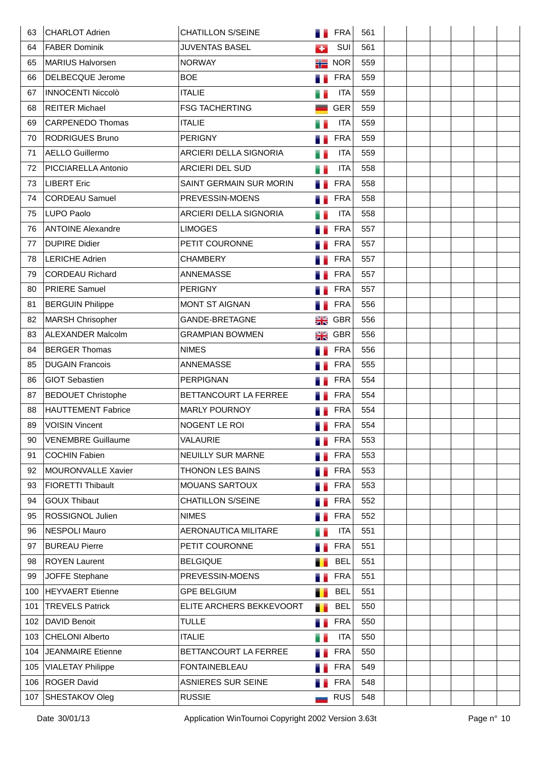| | | | | | | | | | | |
|---|---|---|---|---|---|---|---|---|---|---|
| 63 | CHARLOT Adrien | CHATILLON S/SEINE | FRA | 561 | | | | | | |
| 64 | FABER Dominik | JUVENTAS BASEL | SUI | 561 | | | | | | |
| 65 | MARIUS Halvorsen | NORWAY | NOR | 559 | | | | | | |
| 66 | DELBECQUE Jerome | BOE | FRA | 559 | | | | | | |
| 67 | INNOCENTI Niccolò | ITALIE | ITA | 559 | | | | | | |
| 68 | REITER Michael | FSG TACHERTING | GER | 559 | | | | | | |
| 69 | CARPENEDO Thomas | ITALIE | ITA | 559 | | | | | | |
| 70 | RODRIGUES Bruno | PERIGNY | FRA | 559 | | | | | | |
| 71 | AELLO Guillermo | ARCIERI DELLA SIGNORIA | ITA | 559 | | | | | | |
| 72 | PICCIARELLA Antonio | ARCIERI DEL SUD | ITA | 558 | | | | | | |
| 73 | LIBERT Eric | SAINT GERMAIN SUR MORIN | FRA | 558 | | | | | | |
| 74 | CORDEAU Samuel | PREVESSIN-MOENS | FRA | 558 | | | | | | |
| 75 | LUPO Paolo | ARCIERI DELLA SIGNORIA | ITA | 558 | | | | | | |
| 76 | ANTOINE Alexandre | LIMOGES | FRA | 557 | | | | | | |
| 77 | DUPIRE Didier | PETIT COURONNE | FRA | 557 | | | | | | |
| 78 | LERICHE Adrien | CHAMBERY | FRA | 557 | | | | | | |
| 79 | CORDEAU Richard | ANNEMASSE | FRA | 557 | | | | | | |
| 80 | PRIERE Samuel | PERIGNY | FRA | 557 | | | | | | |
| 81 | BERGUIN Philippe | MONT ST AIGNAN | FRA | 556 | | | | | | |
| 82 | MARSH Chrisopher | GANDE-BRETAGNE | GBR | 556 | | | | | | |
| 83 | ALEXANDER Malcolm | GRAMPIAN BOWMEN | GBR | 556 | | | | | | |
| 84 | BERGER Thomas | NIMES | FRA | 556 | | | | | | |
| 85 | DUGAIN Francois | ANNEMASSE | FRA | 555 | | | | | | |
| 86 | GIOT Sebastien | PERPIGNAN | FRA | 554 | | | | | | |
| 87 | BEDOUET Christophe | BETTANCOURT LA FERREE | FRA | 554 | | | | | | |
| 88 | HAUTTEMENT Fabrice | MARLY POURNOY | FRA | 554 | | | | | | |
| 89 | VOISIN Vincent | NOGENT LE ROI | FRA | 554 | | | | | | |
| 90 | VENEMBRE Guillaume | VALAURIE | FRA | 553 | | | | | | |
| 91 | COCHIN Fabien | NEUILLY SUR MARNE | FRA | 553 | | | | | | |
| 92 | MOURONVALLE Xavier | THONON LES BAINS | FRA | 553 | | | | | | |
| 93 | FIORETTI Thibault | MOUANS SARTOUX | FRA | 553 | | | | | | |
| 94 | GOUX Thibaut | CHATILLON S/SEINE | FRA | 552 | | | | | | |
| 95 | ROSSIGNOL Julien | NIMES | FRA | 552 | | | | | | |
| 96 | NESPOLI Mauro | AERONAUTICA MILITARE | ITA | 551 | | | | | | |
| 97 | BUREAU Pierre | PETIT COURONNE | FRA | 551 | | | | | | |
| 98 | ROYEN Laurent | BELGIQUE | BEL | 551 | | | | | | |
| 99 | JOFFE Stephane | PREVESSIN-MOENS | FRA | 551 | | | | | | |
| 100 | HEYVAERT Etienne | GPE BELGIUM | BEL | 551 | | | | | | |
| 101 | TREVELS Patrick | ELITE ARCHERS BEKKEVOORT | BEL | 550 | | | | | | |
| 102 | DAVID Benoit | TULLE | FRA | 550 | | | | | | |
| 103 | CHELONI Alberto | ITALIE | ITA | 550 | | | | | | |
| 104 | JEANMAIRE Etienne | BETTANCOURT LA FERREE | FRA | 550 | | | | | | |
| 105 | VIALETAY Philippe | FONTAINEBLEAU | FRA | 549 | | | | | | |
| 106 | ROGER David | ASNIERES SUR SEINE | FRA | 548 | | | | | | |
| 107 | SHESTAKOV Oleg | RUSSIE | RUS | 548 | | | | | | |

Date 30/01/13 Application WinTournoi Copyright 2002 Version 3.63t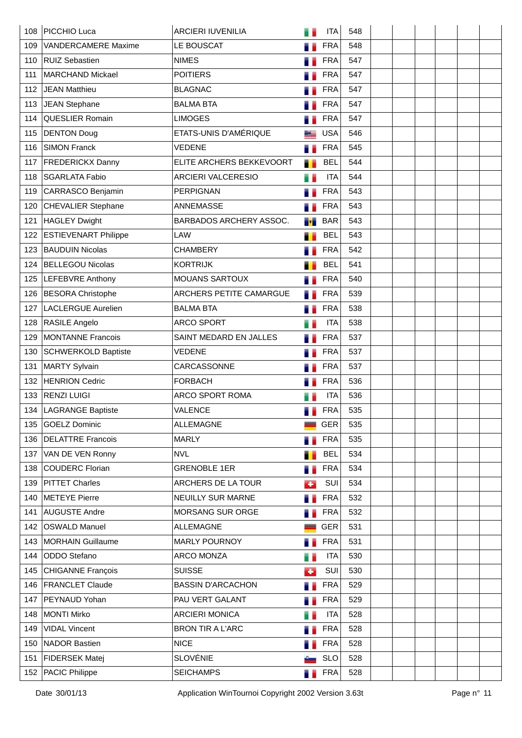| 108 | PICCHIO Luca | ARCIERI IUVENILIA | ITA | 548 | | | | | | |
|---|---|---|---|---|---|---|---|---|---|---|
| 109 | VANDERCAMERE Maxime | LE BOUSCAT | FRA | 548 | | | | | | |
| 110 | RUIZ Sebastien | NIMES | FRA | 547 | | | | | | |
| 111 | MARCHAND Mickael | POITIERS | FRA | 547 | | | | | | |
| 112 | JEAN Matthieu | BLAGNAC | FRA | 547 | | | | | | |
| 113 | JEAN Stephane | BALMA BTA | FRA | 547 | | | | | | |
| 114 | QUESLIER Romain | LIMOGES | FRA | 547 | | | | | | |
| 115 | DENTON Doug | ETATS-UNIS D'AMÉRIQUE | USA | 546 | | | | | | |
| 116 | SIMON Franck | VEDENE | FRA | 545 | | | | | | |
| 117 | FREDERICKX Danny | ELITE ARCHERS BEKKEVOORT | BEL | 544 | | | | | | |
| 118 | SGARLATA Fabio | ARCIERI VALCERESIO | ITA | 544 | | | | | | |
| 119 | CARRASCO Benjamin | PERPIGNAN | FRA | 543 | | | | | | |
| 120 | CHEVALIER Stephane | ANNEMASSE | FRA | 543 | | | | | | |
| 121 | HAGLEY Dwight | BARBADOS ARCHERY ASSOC. | BAR | 543 | | | | | | |
| 122 | ESTIEVENART Philippe | LAW | BEL | 543 | | | | | | |
| 123 | BAUDUIN Nicolas | CHAMBERY | FRA | 542 | | | | | | |
| 124 | BELLEGOU Nicolas | KORTRIJK | BEL | 541 | | | | | | |
| 125 | LEFEBVRE Anthony | MOUANS SARTOUX | FRA | 540 | | | | | | |
| 126 | BESORA Christophe | ARCHERS PETITE CAMARGUE | FRA | 539 | | | | | | |
| 127 | LACLERGUE Aurelien | BALMA BTA | FRA | 538 | | | | | | |
| 128 | RASILE Angelo | ARCO SPORT | ITA | 538 | | | | | | |
| 129 | MONTANNE Francois | SAINT MEDARD EN JALLES | FRA | 537 | | | | | | |
| 130 | SCHWERKOLD Baptiste | VEDENE | FRA | 537 | | | | | | |
| 131 | MARTY Sylvain | CARCASSONNE | FRA | 537 | | | | | | |
| 132 | HENRION Cedric | FORBACH | FRA | 536 | | | | | | |
| 133 | RENZI LUIGI | ARCO SPORT ROMA | ITA | 536 | | | | | | |
| 134 | LAGRANGE Baptiste | VALENCE | FRA | 535 | | | | | | |
| 135 | GOELZ Dominic | ALLEMAGNE | GER | 535 | | | | | | |
| 136 | DELATTRE Francois | MARLY | FRA | 535 | | | | | | |
| 137 | VAN DE VEN Ronny | NVL | BEL | 534 | | | | | | |
| 138 | COUDERC Florian | GRENOBLE 1ER | FRA | 534 | | | | | | |
| 139 | PITTET Charles | ARCHERS DE LA TOUR | SUI | 534 | | | | | | |
| 140 | METEYE Pierre | NEUILLY SUR MARNE | FRA | 532 | | | | | | |
| 141 | AUGUSTE Andre | MORSANG SUR ORGE | FRA | 532 | | | | | | |
| 142 | OSWALD Manuel | ALLEMAGNE | GER | 531 | | | | | | |
| 143 | MORHAIN Guillaume | MARLY POURNOY | FRA | 531 | | | | | | |
| 144 | ODDO Stefano | ARCO MONZA | ITA | 530 | | | | | | |
| 145 | CHIGANNE François | SUISSE | SUI | 530 | | | | | | |
| 146 | FRANCLET Claude | BASSIN D'ARCACHON | FRA | 529 | | | | | | |
| 147 | PEYNAUD Yohan | PAU VERT GALANT | FRA | 529 | | | | | | |
| 148 | MONTI Mirko | ARCIERI MONICA | ITA | 528 | | | | | | |
| 149 | VIDAL Vincent | BRON TIR A L'ARC | FRA | 528 | | | | | | |
| 150 | NADOR Bastien | NICE | FRA | 528 | | | | | | |
| 151 | FIDERSEK Matej | SLOVÉNIE | SLO | 528 | | | | | | |
| 152 | PACIC Philippe | SEICHAMPS | FRA | 528 | | | | | | |

Date 30/01/13 Application WinTournoi Copyright 2002 Version 3.63t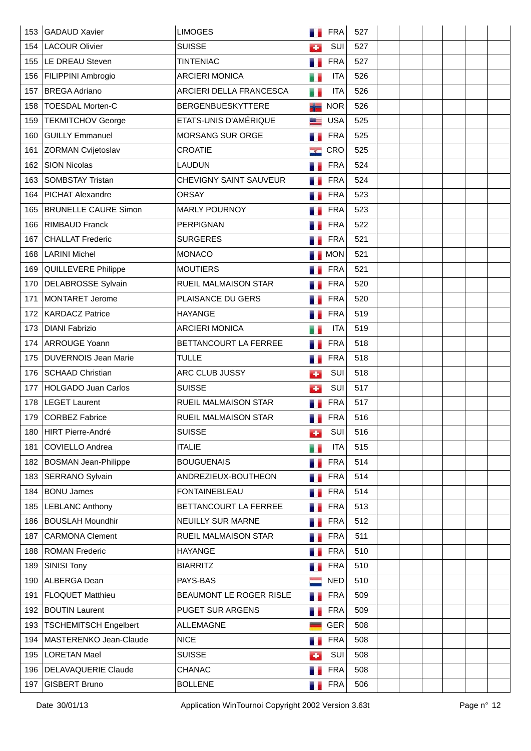| | | | | | | | | | | |
|---|---|---|---|---|---|---|---|---|---|---|
| 153 | GADAUD Xavier | LIMOGES | FRA | 527 | | | | | | |
| 154 | LACOUR Olivier | SUISSE | SUI | 527 | | | | | | |
| 155 | LE DREAU Steven | TINTENIAC | FRA | 527 | | | | | | |
| 156 | FILIPPINI Ambrogio | ARCIERI MONICA | ITA | 526 | | | | | | |
| 157 | BREGA Adriano | ARCIERI DELLA FRANCESCA | ITA | 526 | | | | | | |
| 158 | TOESDAL Morten-C | BERGENBUESKYTTERE | NOR | 526 | | | | | | |
| 159 | TEKMITCHOV George | ETATS-UNIS D'AMÉRIQUE | USA | 525 | | | | | | |
| 160 | GUILLY Emmanuel | MORSANG SUR ORGE | FRA | 525 | | | | | | |
| 161 | ZORMAN Cvijetoslav | CROATIE | CRO | 525 | | | | | | |
| 162 | SION Nicolas | LAUDUN | FRA | 524 | | | | | | |
| 163 | SOMBSTAY Tristan | CHEVIGNY SAINT SAUVEUR | FRA | 524 | | | | | | |
| 164 | PICHAT Alexandre | ORSAY | FRA | 523 | | | | | | |
| 165 | BRUNELLE CAURE Simon | MARLY POURNOY | FRA | 523 | | | | | | |
| 166 | RIMBAUD Franck | PERPIGNAN | FRA | 522 | | | | | | |
| 167 | CHALLAT Frederic | SURGERES | FRA | 521 | | | | | | |
| 168 | LARINI Michel | MONACO | MON | 521 | | | | | | |
| 169 | QUILLEVERE Philippe | MOUTIERS | FRA | 521 | | | | | | |
| 170 | DELABROSSE Sylvain | RUEIL MALMAISON STAR | FRA | 520 | | | | | | |
| 171 | MONTARET Jerome | PLAISANCE DU GERS | FRA | 520 | | | | | | |
| 172 | KARDACZ Patrice | HAYANGE | FRA | 519 | | | | | | |
| 173 | DIANI Fabrizio | ARCIERI MONICA | ITA | 519 | | | | | | |
| 174 | ARROUGE Yoann | BETTANCOURT LA FERREE | FRA | 518 | | | | | | |
| 175 | DUVERNOIS Jean Marie | TULLE | FRA | 518 | | | | | | |
| 176 | SCHAAD Christian | ARC CLUB JUSSY | SUI | 518 | | | | | | |
| 177 | HOLGADO Juan Carlos | SUISSE | SUI | 517 | | | | | | |
| 178 | LEGET Laurent | RUEIL MALMAISON STAR | FRA | 517 | | | | | | |
| 179 | CORBEZ Fabrice | RUEIL MALMAISON STAR | FRA | 516 | | | | | | |
| 180 | HIRT Pierre-André | SUISSE | SUI | 516 | | | | | | |
| 181 | COVIELLO Andrea | ITALIE | ITA | 515 | | | | | | |
| 182 | BOSMAN Jean-Philippe | BOUGUENAIS | FRA | 514 | | | | | | |
| 183 | SERRANO Sylvain | ANDREZIEUX-BOUTHEON | FRA | 514 | | | | | | |
| 184 | BONU James | FONTAINEBLEAU | FRA | 514 | | | | | | |
| 185 | LEBLANC Anthony | BETTANCOURT LA FERREE | FRA | 513 | | | | | | |
| 186 | BOUSLAH Moundhir | NEUILLY SUR MARNE | FRA | 512 | | | | | | |
| 187 | CARMONA Clement | RUEIL MALMAISON STAR | FRA | 511 | | | | | | |
| 188 | ROMAN Frederic | HAYANGE | FRA | 510 | | | | | | |
| 189 | SINISI Tony | BIARRITZ | FRA | 510 | | | | | | |
| 190 | ALBERGA Dean | PAYS-BAS | NED | 510 | | | | | | |
| 191 | FLOQUET Matthieu | BEAUMONT LE ROGER RISLE | FRA | 509 | | | | | | |
| 192 | BOUTIN Laurent | PUGET SUR ARGENS | FRA | 509 | | | | | | |
| 193 | TSCHEMITSCH Engelbert | ALLEMAGNE | GER | 508 | | | | | | |
| 194 | MASTERENKO Jean-Claude | NICE | FRA | 508 | | | | | | |
| 195 | LORETAN Mael | SUISSE | SUI | 508 | | | | | | |
| 196 | DELAVAQUERIE Claude | CHANAC | FRA | 508 | | | | | | |
| 197 | GISBERT Bruno | BOLLENE | FRA | 506 | | | | | | |

Date 30/01/13 Application WinTournoi Copyright 2002 Version 3.63t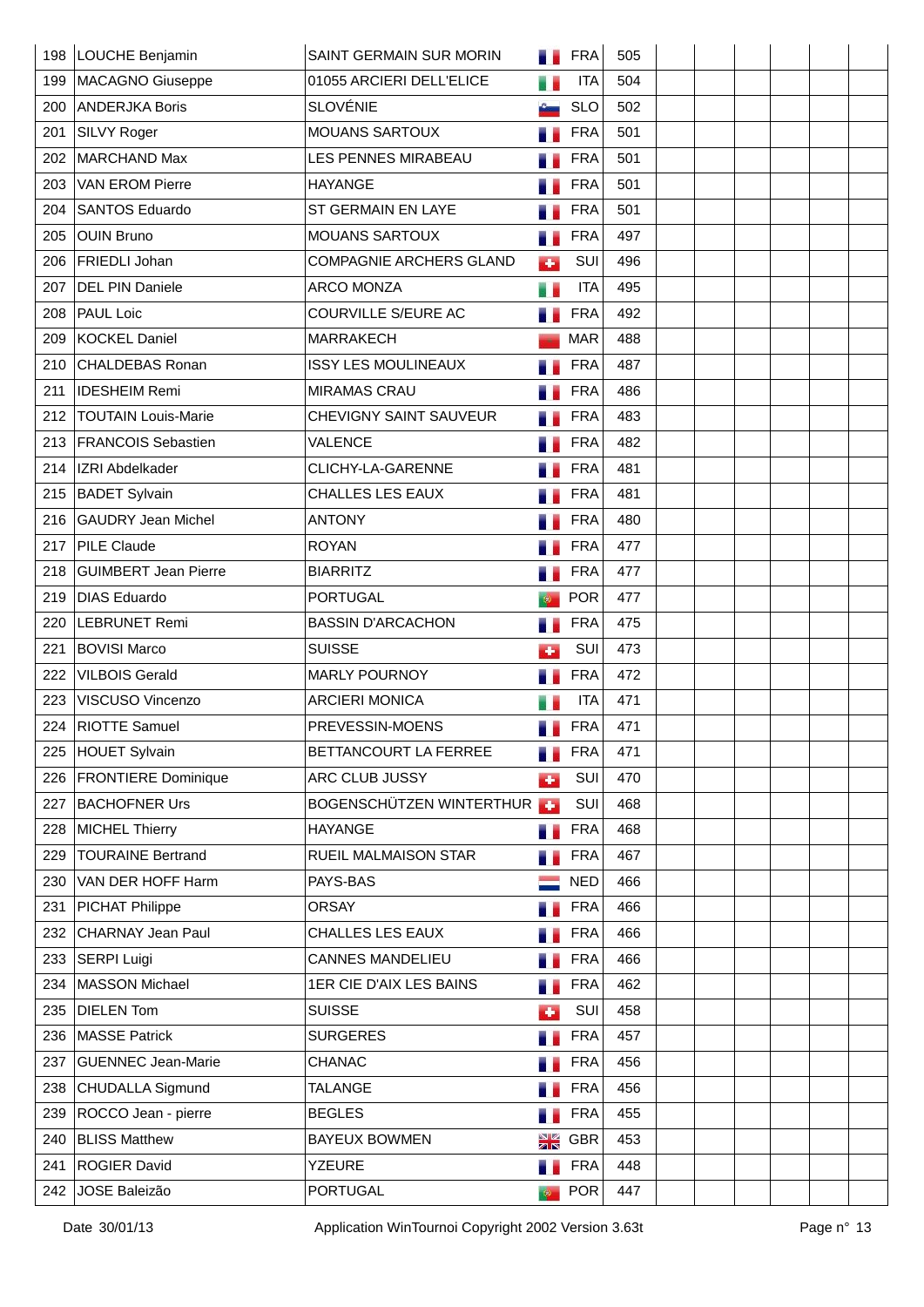| 198 | LOUCHE Benjamin | SAINT GERMAIN SUR MORIN | FRA | 505 | | | | | | |
|---|---|---|---|---|---|---|---|---|---|---|
| 199 | MACAGNO Giuseppe | 01055 ARCIERI DELL'ELICE | ITA | 504 | | | | | | |
| 200 | ANDERJKA Boris | SLOVÉNIE | SLO | 502 | | | | | | |
| 201 | SILVY Roger | MOUANS SARTOUX | FRA | 501 | | | | | | |
| 202 | MARCHAND Max | LES PENNES MIRABEAU | FRA | 501 | | | | | | |
| 203 | VAN EROM Pierre | HAYANGE | FRA | 501 | | | | | | |
| 204 | SANTOS Eduardo | ST GERMAIN EN LAYE | FRA | 501 | | | | | | |
| 205 | OUIN Bruno | MOUANS SARTOUX | FRA | 497 | | | | | | |
| 206 | FRIEDLI Johan | COMPAGNIE ARCHERS GLAND | SUI | 496 | | | | | | |
| 207 | DEL PIN Daniele | ARCO MONZA | ITA | 495 | | | | | | |
| 208 | PAUL Loic | COURVILLE S/EURE AC | FRA | 492 | | | | | | |
| 209 | KOCKEL Daniel | MARRAKECH | MAR | 488 | | | | | | |
| 210 | CHALDEBAS Ronan | ISSY LES MOULINEAUX | FRA | 487 | | | | | | |
| 211 | IDESHEIM Remi | MIRAMAS CRAU | FRA | 486 | | | | | | |
| 212 | TOUTAIN Louis-Marie | CHEVIGNY SAINT SAUVEUR | FRA | 483 | | | | | | |
| 213 | FRANCOIS Sebastien | VALENCE | FRA | 482 | | | | | | |
| 214 | IZRI Abdelkader | CLICHY-LA-GARENNE | FRA | 481 | | | | | | |
| 215 | BADET Sylvain | CHALLES LES EAUX | FRA | 481 | | | | | | |
| 216 | GAUDRY Jean Michel | ANTONY | FRA | 480 | | | | | | |
| 217 | PILE Claude | ROYAN | FRA | 477 | | | | | | |
| 218 | GUIMBERT Jean Pierre | BIARRITZ | FRA | 477 | | | | | | |
| 219 | DIAS Eduardo | PORTUGAL | POR | 477 | | | | | | |
| 220 | LEBRUNET Remi | BASSIN D'ARCACHON | FRA | 475 | | | | | | |
| 221 | BOVISI Marco | SUISSE | SUI | 473 | | | | | | |
| 222 | VILBOIS Gerald | MARLY POURNOY | FRA | 472 | | | | | | |
| 223 | VISCUSO Vincenzo | ARCIERI MONICA | ITA | 471 | | | | | | |
| 224 | RIOTTE Samuel | PREVESSIN-MOENS | FRA | 471 | | | | | | |
| 225 | HOUET Sylvain | BETTANCOURT LA FERREE | FRA | 471 | | | | | | |
| 226 | FRONTIERE Dominique | ARC CLUB JUSSY | SUI | 470 | | | | | | |
| 227 | BACHOFNER Urs | BOGENSCHÜTZEN WINTERTHUR | SUI | 468 | | | | | | |
| 228 | MICHEL Thierry | HAYANGE | FRA | 468 | | | | | | |
| 229 | TOURAINE Bertrand | RUEIL MALMAISON STAR | FRA | 467 | | | | | | |
| 230 | VAN DER HOFF Harm | PAYS-BAS | NED | 466 | | | | | | |
| 231 | PICHAT Philippe | ORSAY | FRA | 466 | | | | | | |
| 232 | CHARNAY Jean Paul | CHALLES LES EAUX | FRA | 466 | | | | | | |
| 233 | SERPI Luigi | CANNES MANDELIEU | FRA | 466 | | | | | | |
| 234 | MASSON Michael | 1ER CIE D'AIX LES BAINS | FRA | 462 | | | | | | |
| 235 | DIELEN Tom | SUISSE | SUI | 458 | | | | | | |
| 236 | MASSE Patrick | SURGERES | FRA | 457 | | | | | | |
| 237 | GUENNEC Jean-Marie | CHANAC | FRA | 456 | | | | | | |
| 238 | CHUDALLA Sigmund | TALANGE | FRA | 456 | | | | | | |
| 239 | ROCCO Jean - pierre | BEGLES | FRA | 455 | | | | | | |
| 240 | BLISS Matthew | BAYEUX BOWMEN | GBR | 453 | | | | | | |
| 241 | ROGIER David | YZEURE | FRA | 448 | | | | | | |
| 242 | JOSE Baleizão | PORTUGAL | POR | 447 | | | | | | |

Date 30/01/13 Application WinTournoi Copyright 2002 Version 3.63t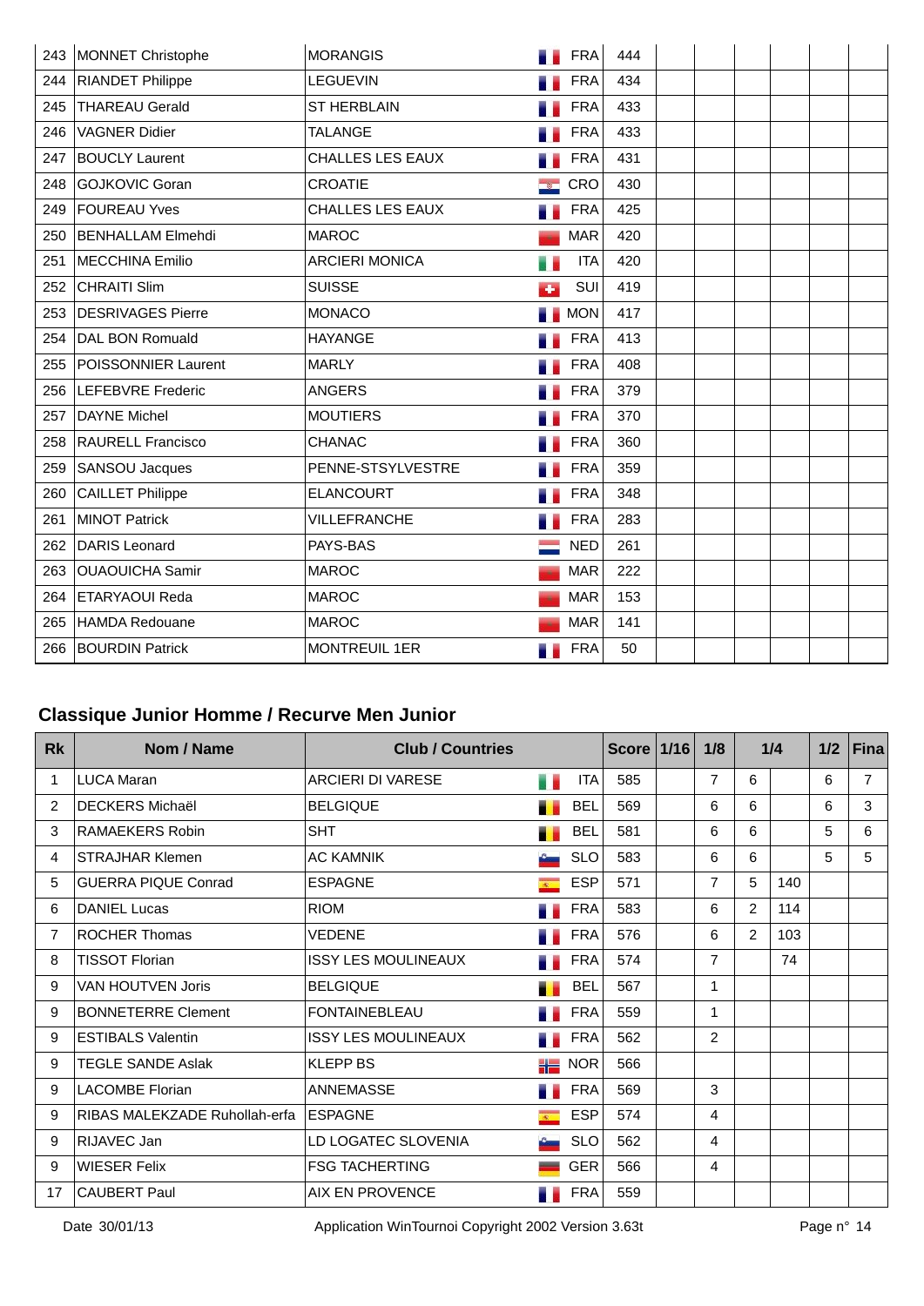| Rk | Nom / Name | Club / Countries | | Score | 1/16 | 1/8 | 1/4 | | 1/2 | Fina |
|---|---|---|---|---|---|---|---|---|---|---|
| 243 | MONNET Christophe | MORANGIS | FRA | 444 | | | | | | |
| 244 | RIANDET Philippe | LEGUEVIN | FRA | 434 | | | | | | |
| 245 | THAREAU Gerald | ST HERBLAIN | FRA | 433 | | | | | | |
| 246 | VAGNER Didier | TALANGE | FRA | 433 | | | | | | |
| 247 | BOUCLY Laurent | CHALLES LES EAUX | FRA | 431 | | | | | | |
| 248 | GOJKOVIC Goran | CROATIE | CRO | 430 | | | | | | |
| 249 | FOUREAU Yves | CHALLES LES EAUX | FRA | 425 | | | | | | |
| 250 | BENHALLAM Elmehdi | MAROC | MAR | 420 | | | | | | |
| 251 | MECCHINA Emilio | ARCIERI MONICA | ITA | 420 | | | | | | |
| 252 | CHRAITI Slim | SUISSE | SUI | 419 | | | | | | |
| 253 | DESRIVAGES Pierre | MONACO | MON | 417 | | | | | | |
| 254 | DAL BON Romuald | HAYANGE | FRA | 413 | | | | | | |
| 255 | POISSONNIER Laurent | MARLY | FRA | 408 | | | | | | |
| 256 | LEFEBVRE Frederic | ANGERS | FRA | 379 | | | | | | |
| 257 | DAYNE Michel | MOUTIERS | FRA | 370 | | | | | | |
| 258 | RAURELL Francisco | CHANAC | FRA | 360 | | | | | | |
| 259 | SANSOU Jacques | PENNE-STSYLVESTRE | FRA | 359 | | | | | | |
| 260 | CAILLET Philippe | ELANCOURT | FRA | 348 | | | | | | |
| 261 | MINOT Patrick | VILLEFRANCHE | FRA | 283 | | | | | | |
| 262 | DARIS Leonard | PAYS-BAS | NED | 261 | | | | | | |
| 263 | OUAOUICHA Samir | MAROC | MAR | 222 | | | | | | |
| 264 | ETARYAOUI Reda | MAROC | MAR | 153 | | | | | | |
| 265 | HAMDA Redouane | MAROC | MAR | 141 | | | | | | |
| 266 | BOURDIN Patrick | MONTREUIL 1ER | FRA | 50 | | | | | | |

## Classique Junior Homme / Recurve Men Junior

| Rk | Nom / Name | Club / Countries | | Score | 1/16 | 1/8 | 1/4 | | 1/2 | Fina |
|---|---|---|---|---|---|---|---|---|---|---|
| 1 | LUCA Maran | ARCIERI DI VARESE | ITA | 585 | | 7 | 6 | | 6 | 7 |
| 2 | DECKERS Michaël | BELGIQUE | BEL | 569 | | 6 | 6 | | 6 | 3 |
| 3 | RAMAEKERS Robin | SHT | BEL | 581 | | 6 | 6 | | 5 | 6 |
| 4 | STRAJHAR Klemen | AC KAMNIK | SLO | 583 | | 6 | 6 | | 5 | 5 |
| 5 | GUERRA PIQUE Conrad | ESPAGNE | ESP | 571 | | 7 | 5 | 140 | | |
| 6 | DANIEL Lucas | RIOM | FRA | 583 | | 6 | 2 | 114 | | |
| 7 | ROCHER Thomas | VEDENE | FRA | 576 | | 6 | 2 | 103 | | |
| 8 | TISSOT Florian | ISSY LES MOULINEAUX | FRA | 574 | | 7 | | 74 | | |
| 9 | VAN HOUTVEN Joris | BELGIQUE | BEL | 567 | | 1 | | | | |
| 9 | BONNETERRE Clement | FONTAINEBLEAU | FRA | 559 | | 1 | | | | |
| 9 | ESTIBALS Valentin | ISSY LES MOULINEAUX | FRA | 562 | | 2 | | | | |
| 9 | TEGLE SANDE Aslak | KLEPP BS | NOR | 566 | | | | | | |
| 9 | LACOMBE Florian | ANNEMASSE | FRA | 569 | | 3 | | | | |
| 9 | RIBAS MALEKZADE Ruhollah-erfa | ESPAGNE | ESP | 574 | | 4 | | | | |
| 9 | RIJAVEC Jan | LD LOGATEC SLOVENIA | SLO | 562 | | 4 | | | | |
| 9 | WIESER Felix | FSG TACHERTING | GER | 566 | | 4 | | | | |
| 17 | CAUBERT Paul | AIX EN PROVENCE | FRA | 559 | | | | | | |

Date 30/01/13 Application WinTournoi Copyright 2002 Version 3.63t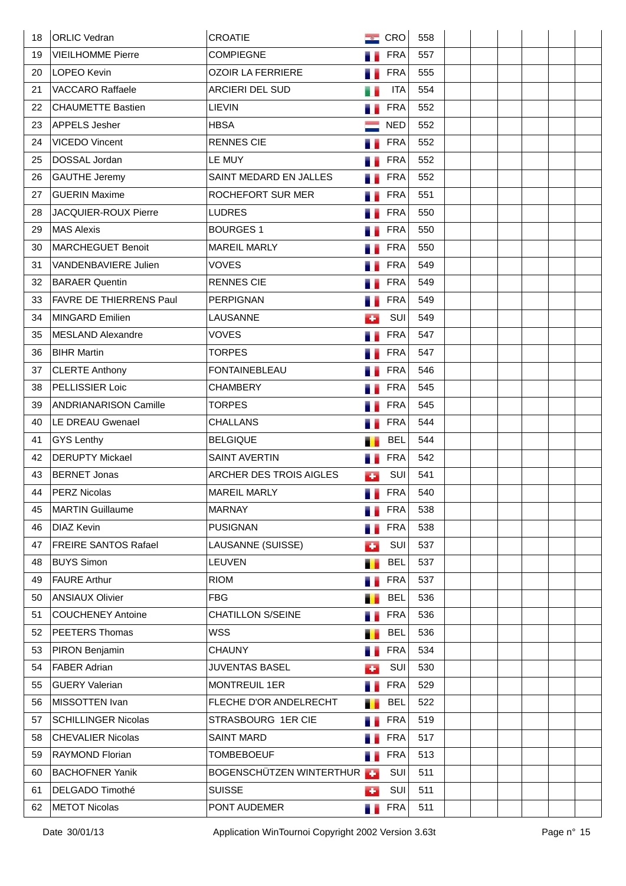| | | | | | | | | | | |
|---|---|---|---|---|---|---|---|---|---|---|
| 18 | ORLIC Vedran | CROATIE | CRO | 558 | | | | | | |
| 19 | VIEILHOMME Pierre | COMPIEGNE | FRA | 557 | | | | | | |
| 20 | LOPEO Kevin | OZOIR LA FERRIERE | FRA | 555 | | | | | | |
| 21 | VACCARO Raffaele | ARCIERI DEL SUD | ITA | 554 | | | | | | |
| 22 | CHAUMETTE Bastien | LIEVIN | FRA | 552 | | | | | | |
| 23 | APPELS Jesher | HBSA | NED | 552 | | | | | | |
| 24 | VICEDO Vincent | RENNES CIE | FRA | 552 | | | | | | |
| 25 | DOSSAL Jordan | LE MUY | FRA | 552 | | | | | | |
| 26 | GAUTHE Jeremy | SAINT MEDARD EN JALLES | FRA | 552 | | | | | | |
| 27 | GUERIN Maxime | ROCHEFORT SUR MER | FRA | 551 | | | | | | |
| 28 | JACQUIER-ROUX Pierre | LUDRES | FRA | 550 | | | | | | |
| 29 | MAS Alexis | BOURGES 1 | FRA | 550 | | | | | | |
| 30 | MARCHEGUET Benoit | MAREIL MARLY | FRA | 550 | | | | | | |
| 31 | VANDENBAVIERE Julien | VOVES | FRA | 549 | | | | | | |
| 32 | BARAER Quentin | RENNES CIE | FRA | 549 | | | | | | |
| 33 | FAVRE DE THIERRENS Paul | PERPIGNAN | FRA | 549 | | | | | | |
| 34 | MINGARD Emilien | LAUSANNE | SUI | 549 | | | | | | |
| 35 | MESLAND Alexandre | VOVES | FRA | 547 | | | | | | |
| 36 | BIHR Martin | TORPES | FRA | 547 | | | | | | |
| 37 | CLERTE Anthony | FONTAINEBLEAU | FRA | 546 | | | | | | |
| 38 | PELLISSIER Loic | CHAMBERY | FRA | 545 | | | | | | |
| 39 | ANDRIANARISON Camille | TORPES | FRA | 545 | | | | | | |
| 40 | LE DREAU Gwenael | CHALLANS | FRA | 544 | | | | | | |
| 41 | GYS Lenthy | BELGIQUE | BEL | 544 | | | | | | |
| 42 | DERUPTY Mickael | SAINT AVERTIN | FRA | 542 | | | | | | |
| 43 | BERNET Jonas | ARCHER DES TROIS AIGLES | SUI | 541 | | | | | | |
| 44 | PERZ Nicolas | MAREIL MARLY | FRA | 540 | | | | | | |
| 45 | MARTIN Guillaume | MARNAY | FRA | 538 | | | | | | |
| 46 | DIAZ Kevin | PUSIGNAN | FRA | 538 | | | | | | |
| 47 | FREIRE SANTOS Rafael | LAUSANNE (SUISSE) | SUI | 537 | | | | | | |
| 48 | BUYS Simon | LEUVEN | BEL | 537 | | | | | | |
| 49 | FAURE Arthur | RIOM | FRA | 537 | | | | | | |
| 50 | ANSIAUX Olivier | FBG | BEL | 536 | | | | | | |
| 51 | COUCHENEY Antoine | CHATILLON S/SEINE | FRA | 536 | | | | | | |
| 52 | PEETERS Thomas | WSS | BEL | 536 | | | | | | |
| 53 | PIRON Benjamin | CHAUNY | FRA | 534 | | | | | | |
| 54 | FABER Adrian | JUVENTAS BASEL | SUI | 530 | | | | | | |
| 55 | GUERY Valerian | MONTREUIL 1ER | FRA | 529 | | | | | | |
| 56 | MISSOTTEN Ivan | FLECHE D'OR ANDELRECHT | BEL | 522 | | | | | | |
| 57 | SCHILLINGER Nicolas | STRASBOURG 1ER CIE | FRA | 519 | | | | | | |
| 58 | CHEVALIER Nicolas | SAINT MARD | FRA | 517 | | | | | | |
| 59 | RAYMOND Florian | TOMBEBOEUF | FRA | 513 | | | | | | |
| 60 | BACHOFNER Yanik | BOGENSCHÜTZEN WINTERTHUR | SUI | 511 | | | | | | |
| 61 | DELGADO Timothé | SUISSE | SUI | 511 | | | | | | |
| 62 | METOT Nicolas | PONT AUDEMER | FRA | 511 | | | | | | |

Date 30/01/13 Application WinTournoi Copyright 2002 Version 3.63t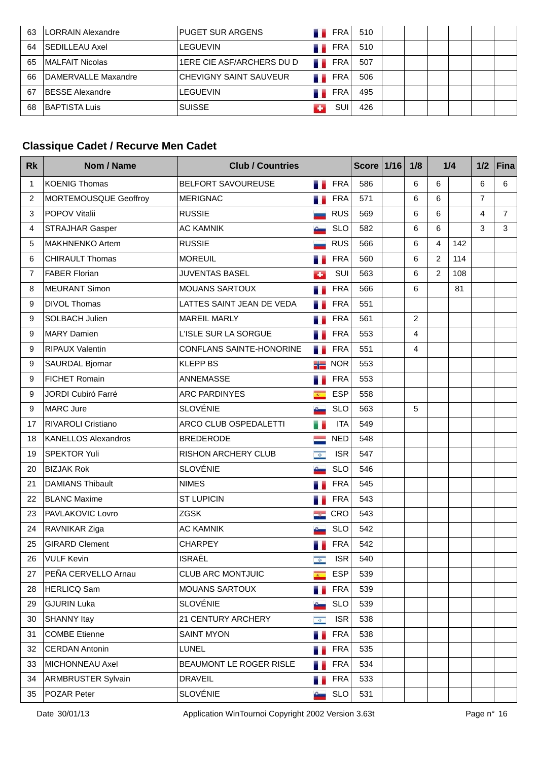| Rk | Nom / Name | Club / Countries | | Score | 1/16 | 1/8 | 1/4 | | 1/2 | Final |
|---|---|---|---|---|---|---|---|---|---|---|
| 63 | LORRAIN Alexandre | PUGET SUR ARGENS | FRA | 510 | | | | | | |
| 64 | SEDILLEAU Axel | LEGUEVIN | FRA | 510 | | | | | | |
| 65 | MALFAIT Nicolas | 1ERE CIE ASF/ARCHERS DU D | FRA | 507 | | | | | | |
| 66 | DAMERVALLE Maxandre | CHEVIGNY SAINT SAUVEUR | FRA | 506 | | | | | | |
| 67 | BESSE Alexandre | LEGUEVIN | FRA | 495 | | | | | | |
| 68 | BAPTISTA Luis | SUISSE | SUI | 426 | | | | | | |

## Classique Cadet / Recurve Men Cadet

| Rk | Nom / Name | Club / Countries | | Score | 1/16 | 1/8 | 1/4 | | 1/2 | Final |
|---|---|---|---|---|---|---|---|---|---|---|
| 1 | KOENIG Thomas | BELFORT SAVOUREUSE | FRA | 586 | | 6 | 6 | | 6 | 6 |
| 2 | MORTEMOUSQUE Geoffroy | MERIGNAC | FRA | 571 | | 6 | 6 | | 7 | |
| 3 | POPOV Vitalii | RUSSIE | RUS | 569 | | 6 | 6 | | 4 | 7 |
| 4 | STRAJHAR Gasper | AC KAMNIK | SLO | 582 | | 6 | 6 | | 3 | 3 |
| 5 | MAKHNENKO Artem | RUSSIE | RUS | 566 | | 6 | 4 | 142 | | |
| 6 | CHIRAULT Thomas | MOREUIL | FRA | 560 | | 6 | 2 | 114 | | |
| 7 | FABER Florian | JUVENTAS BASEL | SUI | 563 | | 6 | 2 | 108 | | |
| 8 | MEURANT Simon | MOUANS SARTOUX | FRA | 566 | | 6 | | 81 | | |
| 9 | DIVOL Thomas | LATTES SAINT JEAN DE VEDA | FRA | 551 | | | | | | |
| 9 | SOLBACH Julien | MAREIL MARLY | FRA | 561 | | 2 | | | | |
| 9 | MARY Damien | L'ISLE SUR LA SORGUE | FRA | 553 | | 4 | | | | |
| 9 | RIPAUX Valentin | CONFLANS SAINTE-HONORINE | FRA | 551 | | 4 | | | | |
| 9 | SAURDAL Bjornar | KLEPP BS | NOR | 553 | | | | | | |
| 9 | FICHET Romain | ANNEMASSE | FRA | 553 | | | | | | |
| 9 | JORDI Cubiró Farré | ARC PARDINYES | ESP | 558 | | | | | | |
| 9 | MARC Jure | SLOVÉNIE | SLO | 563 | | 5 | | | | |
| 17 | RIVAROLI Cristiano | ARCO CLUB OSPEDALETTI | ITA | 549 | | | | | | |
| 18 | KANELLOS Alexandros | BREDERODE | NED | 548 | | | | | | |
| 19 | SPEKTOR Yuli | RISHON ARCHERY CLUB | ISR | 547 | | | | | | |
| 20 | BIZJAK Rok | SLOVÉNIE | SLO | 546 | | | | | | |
| 21 | DAMIANS Thibault | NIMES | FRA | 545 | | | | | | |
| 22 | BLANC Maxime | ST LUPICIN | FRA | 543 | | | | | | |
| 23 | PAVLAKOVIC Lovro | ZGSK | CRO | 543 | | | | | | |
| 24 | RAVNIKAR Ziga | AC KAMNIK | SLO | 542 | | | | | | |
| 25 | GIRARD Clement | CHARPEY | FRA | 542 | | | | | | |
| 26 | VULF Kevin | ISRAËL | ISR | 540 | | | | | | |
| 27 | PEÑA CERVELLO Arnau | CLUB ARC MONTJUIC | ESP | 539 | | | | | | |
| 28 | HERLICQ Sam | MOUANS SARTOUX | FRA | 539 | | | | | | |
| 29 | GJURIN Luka | SLOVÉNIE | SLO | 539 | | | | | | |
| 30 | SHANNY Itay | 21 CENTURY ARCHERY | ISR | 538 | | | | | | |
| 31 | COMBE Etienne | SAINT MYON | FRA | 538 | | | | | | |
| 32 | CERDAN Antonin | LUNEL | FRA | 535 | | | | | | |
| 33 | MICHONNEAU Axel | BEAUMONT LE ROGER RISLE | FRA | 534 | | | | | | |
| 34 | ARMBRUSTER Sylvain | DRAVEIL | FRA | 533 | | | | | | |
| 35 | POZAR Peter | SLOVÉNIE | SLO | 531 | | | | | | |

Date 30/01/13 Application WinTournoi Copyright 2002 Version 3.63t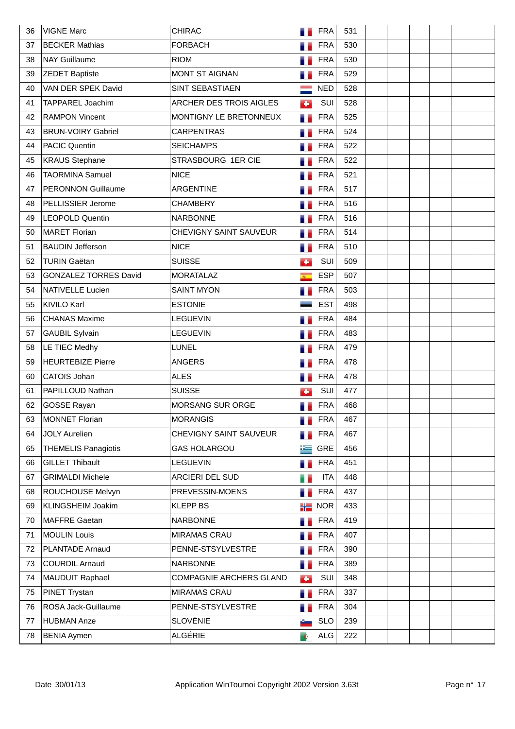| | | | | | | | | | | |
|---|---|---|---|---|---|---|---|---|---|---|
| 36 | VIGNE Marc | CHIRAC | FRA | 531 | | | | | | |
| 37 | BECKER Mathias | FORBACH | FRA | 530 | | | | | | |
| 38 | NAY Guillaume | RIOM | FRA | 530 | | | | | | |
| 39 | ZEDET Baptiste | MONT ST AIGNAN | FRA | 529 | | | | | | |
| 40 | VAN DER SPEK David | SINT SEBASTIAEN | NED | 528 | | | | | | |
| 41 | TAPPAREL Joachim | ARCHER DES TROIS AIGLES | SUI | 528 | | | | | | |
| 42 | RAMPON Vincent | MONTIGNY LE BRETONNEUX | FRA | 525 | | | | | | |
| 43 | BRUN-VOIRY Gabriel | CARPENTRAS | FRA | 524 | | | | | | |
| 44 | PACIC Quentin | SEICHAMPS | FRA | 522 | | | | | | |
| 45 | KRAUS Stephane | STRASBOURG 1ER CIE | FRA | 522 | | | | | | |
| 46 | TAORMINA Samuel | NICE | FRA | 521 | | | | | | |
| 47 | PERONNON Guillaume | ARGENTINE | FRA | 517 | | | | | | |
| 48 | PELLISSIER Jerome | CHAMBERY | FRA | 516 | | | | | | |
| 49 | LEOPOLD Quentin | NARBONNE | FRA | 516 | | | | | | |
| 50 | MARET Florian | CHEVIGNY SAINT SAUVEUR | FRA | 514 | | | | | | |
| 51 | BAUDIN Jefferson | NICE | FRA | 510 | | | | | | |
| 52 | TURIN Gaëtan | SUISSE | SUI | 509 | | | | | | |
| 53 | GONZALEZ TORRES David | MORATALAZ | ESP | 507 | | | | | | |
| 54 | NATIVELLE Lucien | SAINT MYON | FRA | 503 | | | | | | |
| 55 | KIVILO Karl | ESTONIE | EST | 498 | | | | | | |
| 56 | CHANAS Maxime | LEGUEVIN | FRA | 484 | | | | | | |
| 57 | GAUBIL Sylvain | LEGUEVIN | FRA | 483 | | | | | | |
| 58 | LE TIEC Medhy | LUNEL | FRA | 479 | | | | | | |
| 59 | HEURTEBIZE Pierre | ANGERS | FRA | 478 | | | | | | |
| 60 | CATOIS Johan | ALES | FRA | 478 | | | | | | |
| 61 | PAPILLOUD Nathan | SUISSE | SUI | 477 | | | | | | |
| 62 | GOSSE Rayan | MORSANG SUR ORGE | FRA | 468 | | | | | | |
| 63 | MONNET Florian | MORANGIS | FRA | 467 | | | | | | |
| 64 | JOLY Aurelien | CHEVIGNY SAINT SAUVEUR | FRA | 467 | | | | | | |
| 65 | THEMELIS Panagiotis | GAS HOLARGOU | GRE | 456 | | | | | | |
| 66 | GILLET Thibault | LEGUEVIN | FRA | 451 | | | | | | |
| 67 | GRIMALDI Michele | ARCIERI DEL SUD | ITA | 448 | | | | | | |
| 68 | ROUCHOUSE Melvyn | PREVESSIN-MOENS | FRA | 437 | | | | | | |
| 69 | KLINGSHEIM Joakim | KLEPP BS | NOR | 433 | | | | | | |
| 70 | MAFFRE Gaetan | NARBONNE | FRA | 419 | | | | | | |
| 71 | MOULIN Louis | MIRAMAS CRAU | FRA | 407 | | | | | | |
| 72 | PLANTADE Arnaud | PENNE-STSYLVESTRE | FRA | 390 | | | | | | |
| 73 | COURDIL Arnaud | NARBONNE | FRA | 389 | | | | | | |
| 74 | MAUDUIT Raphael | COMPAGNIE ARCHERS GLAND | SUI | 348 | | | | | | |
| 75 | PINET Trystan | MIRAMAS CRAU | FRA | 337 | | | | | | |
| 76 | ROSA Jack-Guillaume | PENNE-STSYLVESTRE | FRA | 304 | | | | | | |
| 77 | HUBMAN Anze | SLOVÉNIE | SLO | 239 | | | | | | |
| 78 | BENIA Aymen | ALGÉRIE | ALG | 222 | | | | | | |

Date 30/01/13 Application WinTournoi Copyright 2002 Version 3.63t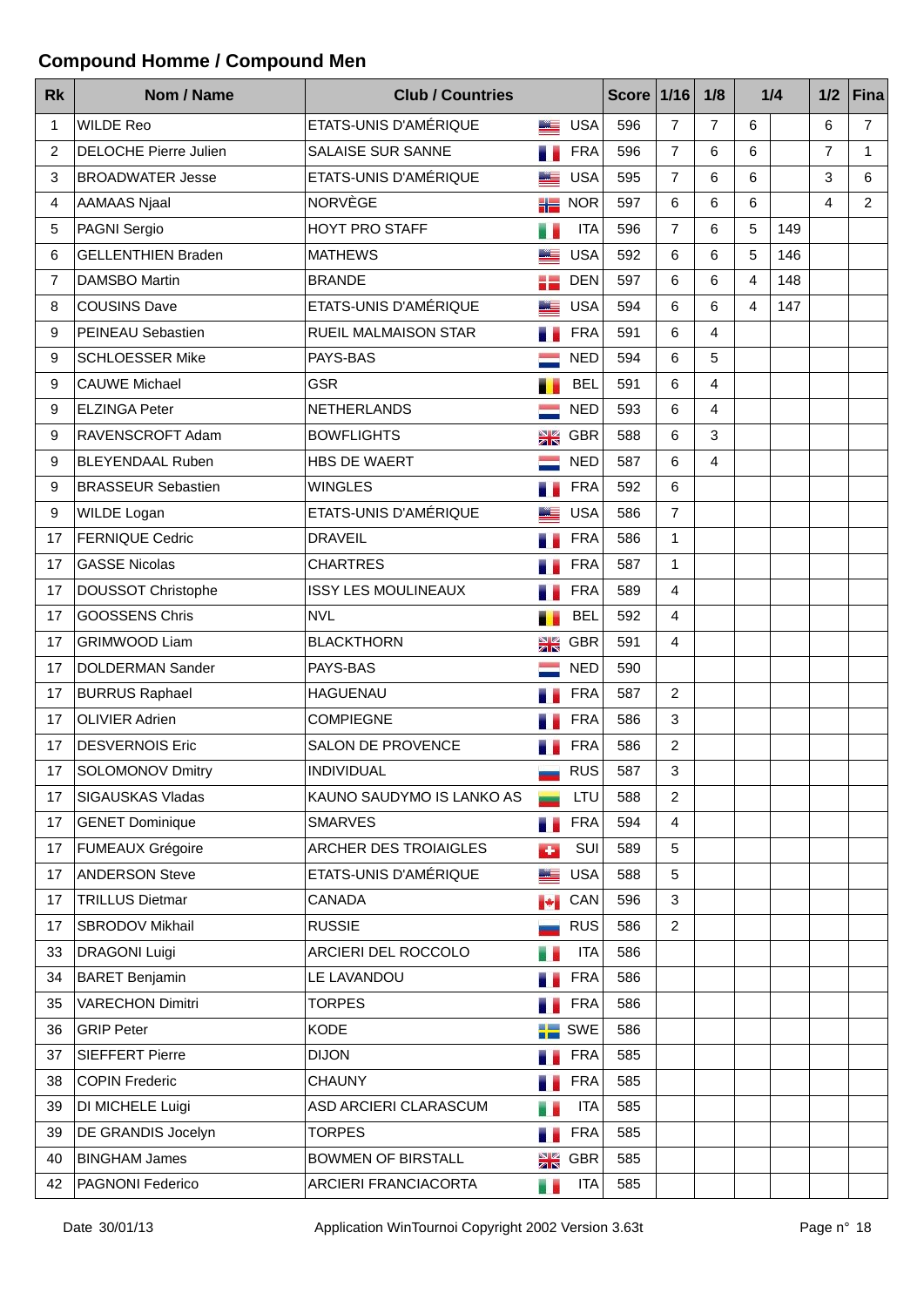## Compound Homme / Compound Men

| Rk | Nom / Name | Club / Countries | | Score | 1/16 | 1/8 | 1/4 | | 1/2 | Fina |
|---|---|---|---|---|---|---|---|---|---|---|
| 1 | WILDE Reo | ETATS-UNIS D'AMÉRIQUE | USA | 596 | 7 | 7 | 6 | | 6 | 7 |
| 2 | DELOCHE Pierre Julien | SALAISE SUR SANNE | FRA | 596 | 7 | 6 | 6 | | 7 | 1 |
| 3 | BROADWATER Jesse | ETATS-UNIS D'AMÉRIQUE | USA | 595 | 7 | 6 | 6 | | 3 | 6 |
| 4 | AAMAAS Njaal | NORVÈGE | NOR | 597 | 6 | 6 | 6 | | 4 | 2 |
| 5 | PAGNI Sergio | HOYT PRO STAFF | ITA | 596 | 7 | 6 | 5 | 149 | | |
| 6 | GELLENTHIEN Braden | MATHEWS | USA | 592 | 6 | 6 | 5 | 146 | | |
| 7 | DAMSBO Martin | BRANDE | DEN | 597 | 6 | 6 | 4 | 148 | | |
| 8 | COUSINS Dave | ETATS-UNIS D'AMÉRIQUE | USA | 594 | 6 | 6 | 4 | 147 | | |
| 9 | PEINEAU Sebastien | RUEIL MALMAISON STAR | FRA | 591 | 6 | 4 | | | | |
| 9 | SCHLOESSER Mike | PAYS-BAS | NED | 594 | 6 | 5 | | | | |
| 9 | CAUWE Michael | GSR | BEL | 591 | 6 | 4 | | | | |
| 9 | ELZINGA Peter | NETHERLANDS | NED | 593 | 6 | 4 | | | | |
| 9 | RAVENSCROFT Adam | BOWFLIGHTS | GBR | 588 | 6 | 3 | | | | |
| 9 | BLEYENDAAL Ruben | HBS DE WAERT | NED | 587 | 6 | 4 | | | | |
| 9 | BRASSEUR Sebastien | WINGLES | FRA | 592 | 6 | | | | | |
| 9 | WILDE Logan | ETATS-UNIS D'AMÉRIQUE | USA | 586 | 7 | | | | | |
| 17 | FERNIQUE Cedric | DRAVEIL | FRA | 586 | 1 | | | | | |
| 17 | GASSE Nicolas | CHARTRES | FRA | 587 | 1 | | | | | |
| 17 | DOUSSOT Christophe | ISSY LES MOULINEAUX | FRA | 589 | 4 | | | | | |
| 17 | GOOSSENS Chris | NVL | BEL | 592 | 4 | | | | | |
| 17 | GRIMWOOD Liam | BLACKTHORN | GBR | 591 | 4 | | | | | |
| 17 | DOLDERMAN Sander | PAYS-BAS | NED | 590 | | | | | | |
| 17 | BURRUS Raphael | HAGUENAU | FRA | 587 | 2 | | | | | |
| 17 | OLIVIER Adrien | COMPIEGNE | FRA | 586 | 3 | | | | | |
| 17 | DESVERNOIS Eric | SALON DE PROVENCE | FRA | 586 | 2 | | | | | |
| 17 | SOLOMONOV Dmitry | INDIVIDUAL | RUS | 587 | 3 | | | | | |
| 17 | SIGAUSKAS Vladas | KAUNO SAUDYMO IS LANKO AS | LTU | 588 | 2 | | | | | |
| 17 | GENET Dominique | SMARVES | FRA | 594 | 4 | | | | | |
| 17 | FUMEAUX Grégoire | ARCHER DES TROIAIGLES | SUI | 589 | 5 | | | | | |
| 17 | ANDERSON Steve | ETATS-UNIS D'AMÉRIQUE | USA | 588 | 5 | | | | | |
| 17 | TRILLUS Dietmar | CANADA | CAN | 596 | 3 | | | | | |
| 17 | SBRODOV Mikhail | RUSSIE | RUS | 586 | 2 | | | | | |
| 33 | DRAGONI Luigi | ARCIERI DEL ROCCOLO | ITA | 586 | | | | | | |
| 34 | BARET Benjamin | LE LAVANDOU | FRA | 586 | | | | | | |
| 35 | VARECHON Dimitri | TORPES | FRA | 586 | | | | | | |
| 36 | GRIP Peter | KODE | SWE | 586 | | | | | | |
| 37 | SIEFFERT Pierre | DIJON | FRA | 585 | | | | | | |
| 38 | COPIN Frederic | CHAUNY | FRA | 585 | | | | | | |
| 39 | DI MICHELE Luigi | ASD ARCIERI CLARASCUM | ITA | 585 | | | | | | |
| 39 | DE GRANDIS Jocelyn | TORPES | FRA | 585 | | | | | | |
| 40 | BINGHAM James | BOWMEN OF BIRSTALL | GBR | 585 | | | | | | |
| 42 | PAGNONI Federico | ARCIERI FRANCIACORTA | ITA | 585 | | | | | | |

Date 30/01/13 — Application WinTournoi Copyright 2002 Version 3.63t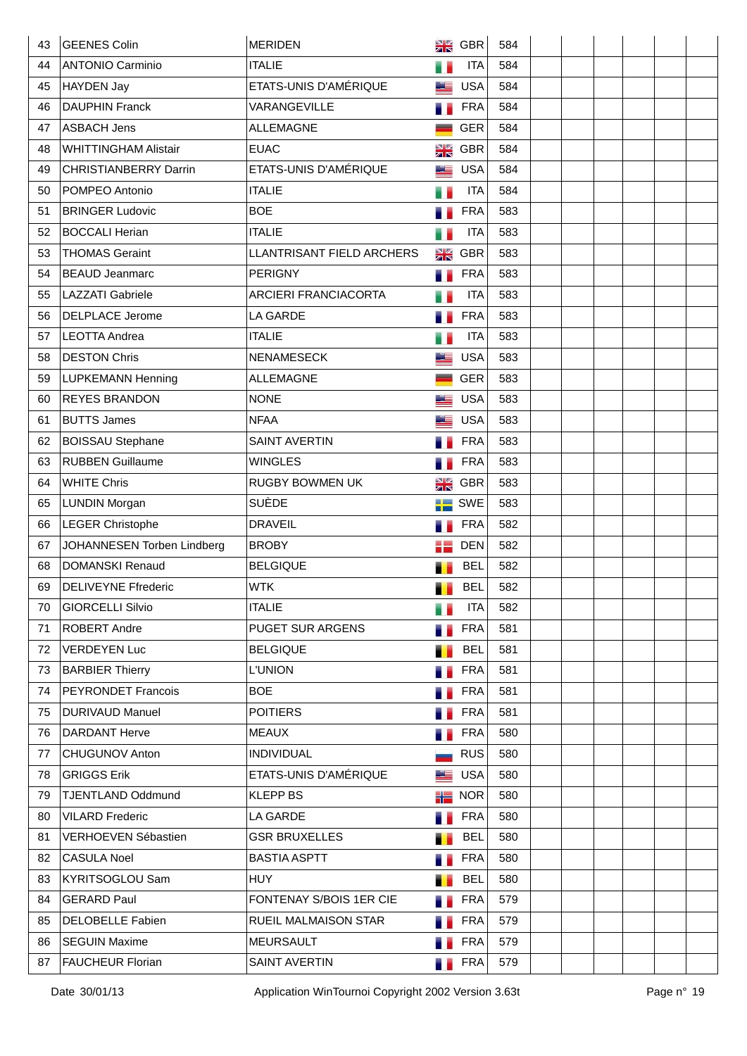| | | | | | | | | | | | |
|---|---|---|---|---|---|---|---|---|---|---|---|
| 43 | GEENES Colin | MERIDEN | GBR | 584 | | | | | | | |
| 44 | ANTONIO Carminio | ITALIE | ITA | 584 | | | | | | | |
| 45 | HAYDEN Jay | ETATS-UNIS D'AMÉRIQUE | USA | 584 | | | | | | | |
| 46 | DAUPHIN Franck | VARANGEVILLE | FRA | 584 | | | | | | | |
| 47 | ASBACH Jens | ALLEMAGNE | GER | 584 | | | | | | | |
| 48 | WHITTINGHAM Alistair | EUAC | GBR | 584 | | | | | | | |
| 49 | CHRISTIANBERRY Darrin | ETATS-UNIS D'AMÉRIQUE | USA | 584 | | | | | | | |
| 50 | POMPEO Antonio | ITALIE | ITA | 584 | | | | | | | |
| 51 | BRINGER Ludovic | BOE | FRA | 583 | | | | | | | |
| 52 | BOCCALI Herian | ITALIE | ITA | 583 | | | | | | | |
| 53 | THOMAS Geraint | LLANTRISANT FIELD ARCHERS | GBR | 583 | | | | | | | |
| 54 | BEAUD Jeanmarc | PERIGNY | FRA | 583 | | | | | | | |
| 55 | LAZZATI Gabriele | ARCIERI FRANCIACORTA | ITA | 583 | | | | | | | |
| 56 | DELPLACE Jerome | LA GARDE | FRA | 583 | | | | | | | |
| 57 | LEOTTA Andrea | ITALIE | ITA | 583 | | | | | | | |
| 58 | DESTON Chris | NENAMESECK | USA | 583 | | | | | | | |
| 59 | LUPKEMANN Henning | ALLEMAGNE | GER | 583 | | | | | | | |
| 60 | REYES BRANDON | NONE | USA | 583 | | | | | | | |
| 61 | BUTTS James | NFAA | USA | 583 | | | | | | | |
| 62 | BOISSAU Stephane | SAINT AVERTIN | FRA | 583 | | | | | | | |
| 63 | RUBBEN Guillaume | WINGLES | FRA | 583 | | | | | | | |
| 64 | WHITE Chris | RUGBY BOWMEN UK | GBR | 583 | | | | | | | |
| 65 | LUNDIN Morgan | SUÈDE | SWE | 583 | | | | | | | |
| 66 | LEGER Christophe | DRAVEIL | FRA | 582 | | | | | | | |
| 67 | JOHANNESEN Torben Lindberg | BROBY | DEN | 582 | | | | | | | |
| 68 | DOMANSKI Renaud | BELGIQUE | BEL | 582 | | | | | | | |
| 69 | DELIVEYNE Ffrederic | WTK | BEL | 582 | | | | | | | |
| 70 | GIORCELLI Silvio | ITALIE | ITA | 582 | | | | | | | |
| 71 | ROBERT Andre | PUGET SUR ARGENS | FRA | 581 | | | | | | | |
| 72 | VERDEYEN Luc | BELGIQUE | BEL | 581 | | | | | | | |
| 73 | BARBIER Thierry | L'UNION | FRA | 581 | | | | | | | |
| 74 | PEYRONDET Francois | BOE | FRA | 581 | | | | | | | |
| 75 | DURIVAUD Manuel | POITIERS | FRA | 581 | | | | | | | |
| 76 | DARDANT Herve | MEAUX | FRA | 580 | | | | | | | |
| 77 | CHUGUNOV Anton | INDIVIDUAL | RUS | 580 | | | | | | | |
| 78 | GRIGGS Erik | ETATS-UNIS D'AMÉRIQUE | USA | 580 | | | | | | | |
| 79 | TJENTLAND Oddmund | KLEPP BS | NOR | 580 | | | | | | | |
| 80 | VILARD Frederic | LA GARDE | FRA | 580 | | | | | | | |
| 81 | VERHOEVEN Sébastien | GSR BRUXELLES | BEL | 580 | | | | | | | |
| 82 | CASULA Noel | BASTIA ASPTT | FRA | 580 | | | | | | | |
| 83 | KYRITSOGLOU Sam | HUY | BEL | 580 | | | | | | | |
| 84 | GERARD Paul | FONTENAY S/BOIS 1ER CIE | FRA | 579 | | | | | | | |
| 85 | DELOBELLE Fabien | RUEIL MALMAISON STAR | FRA | 579 | | | | | | | |
| 86 | SEGUIN Maxime | MEURSAULT | FRA | 579 | | | | | | | |
| 87 | FAUCHEUR Florian | SAINT AVERTIN | FRA | 579 | | | | | | | |

Date 30/01/13 Application WinTournoi Copyright 2002 Version 3.63t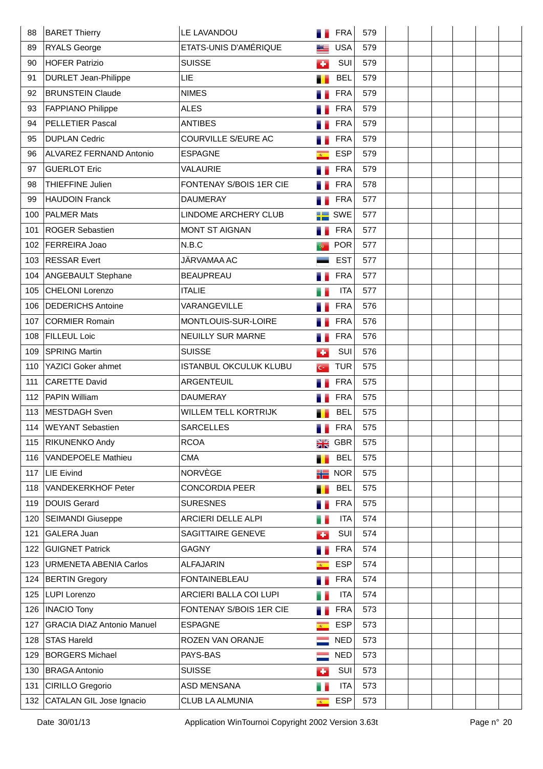| 88 | BARET Thierry | LE LAVANDOU | FRA | 579 | | | | | | |
|---|---|---|---|---|---|---|---|---|---|---|
| 89 | RYALS George | ETATS-UNIS D'AMÉRIQUE | USA | 579 | | | | | | |
| 90 | HOFER Patrizio | SUISSE | SUI | 579 | | | | | | |
| 91 | DURLET Jean-Philippe | LIE | BEL | 579 | | | | | | |
| 92 | BRUNSTEIN Claude | NIMES | FRA | 579 | | | | | | |
| 93 | FAPPIANO Philippe | ALES | FRA | 579 | | | | | | |
| 94 | PELLETIER Pascal | ANTIBES | FRA | 579 | | | | | | |
| 95 | DUPLAN Cedric | COURVILLE S/EURE AC | FRA | 579 | | | | | | |
| 96 | ALVAREZ FERNAND Antonio | ESPAGNE | ESP | 579 | | | | | | |
| 97 | GUERLOT Eric | VALAURIE | FRA | 579 | | | | | | |
| 98 | THIEFFINE Julien | FONTENAY S/BOIS 1ER CIE | FRA | 578 | | | | | | |
| 99 | HAUDOIN Franck | DAUMERAY | FRA | 577 | | | | | | |
| 100 | PALMER Mats | LINDOME ARCHERY CLUB | SWE | 577 | | | | | | |
| 101 | ROGER Sebastien | MONT ST AIGNAN | FRA | 577 | | | | | | |
| 102 | FERREIRA Joao | N.B.C | POR | 577 | | | | | | |
| 103 | RESSAR Evert | JÄRVAMAA AC | EST | 577 | | | | | | |
| 104 | ANGEBAULT Stephane | BEAUPREAU | FRA | 577 | | | | | | |
| 105 | CHELONI Lorenzo | ITALIE | ITA | 577 | | | | | | |
| 106 | DEDERICHS Antoine | VARANGEVILLE | FRA | 576 | | | | | | |
| 107 | CORMIER Romain | MONTLOUIS-SUR-LOIRE | FRA | 576 | | | | | | |
| 108 | FILLEUL Loic | NEUILLY SUR MARNE | FRA | 576 | | | | | | |
| 109 | SPRING Martin | SUISSE | SUI | 576 | | | | | | |
| 110 | YAZICI Goker ahmet | ISTANBUL OKCULUK KLUBU | TUR | 575 | | | | | | |
| 111 | CARETTE David | ARGENTEUIL | FRA | 575 | | | | | | |
| 112 | PAPIN William | DAUMERAY | FRA | 575 | | | | | | |
| 113 | MESTDAGH Sven | WILLEM TELL KORTRIJK | BEL | 575 | | | | | | |
| 114 | WEYANT Sebastien | SARCELLES | FRA | 575 | | | | | | |
| 115 | RIKUNENKO Andy | RCOA | GBR | 575 | | | | | | |
| 116 | VANDEPOELE Mathieu | CMA | BEL | 575 | | | | | | |
| 117 | LIE Eivind | NORVÈGE | NOR | 575 | | | | | | |
| 118 | VANDEKERKHOF Peter | CONCORDIA PEER | BEL | 575 | | | | | | |
| 119 | DOUIS Gerard | SURESNES | FRA | 575 | | | | | | |
| 120 | SEIMANDI Giuseppe | ARCIERI DELLE ALPI | ITA | 574 | | | | | | |
| 121 | GALERA Juan | SAGITTAIRE GENEVE | SUI | 574 | | | | | | |
| 122 | GUIGNET Patrick | GAGNY | FRA | 574 | | | | | | |
| 123 | URMENETA ABENIA Carlos | ALFAJARIN | ESP | 574 | | | | | | |
| 124 | BERTIN Gregory | FONTAINEBLEAU | FRA | 574 | | | | | | |
| 125 | LUPI Lorenzo | ARCIERI BALLA COI LUPI | ITA | 574 | | | | | | |
| 126 | INACIO Tony | FONTENAY S/BOIS 1ER CIE | FRA | 573 | | | | | | |
| 127 | GRACIA DIAZ Antonio Manuel | ESPAGNE | ESP | 573 | | | | | | |
| 128 | STAS Hareld | ROZEN VAN ORANJE | NED | 573 | | | | | | |
| 129 | BORGERS Michael | PAYS-BAS | NED | 573 | | | | | | |
| 130 | BRAGA Antonio | SUISSE | SUI | 573 | | | | | | |
| 131 | CIRILLO Gregorio | ASD MENSANA | ITA | 573 | | | | | | |
| 132 | CATALAN GIL Jose Ignacio | CLUB LA ALMUNIA | ESP | 573 | | | | | | |

Date 30/01/13 Application WinTournoi Copyright 2002 Version 3.63t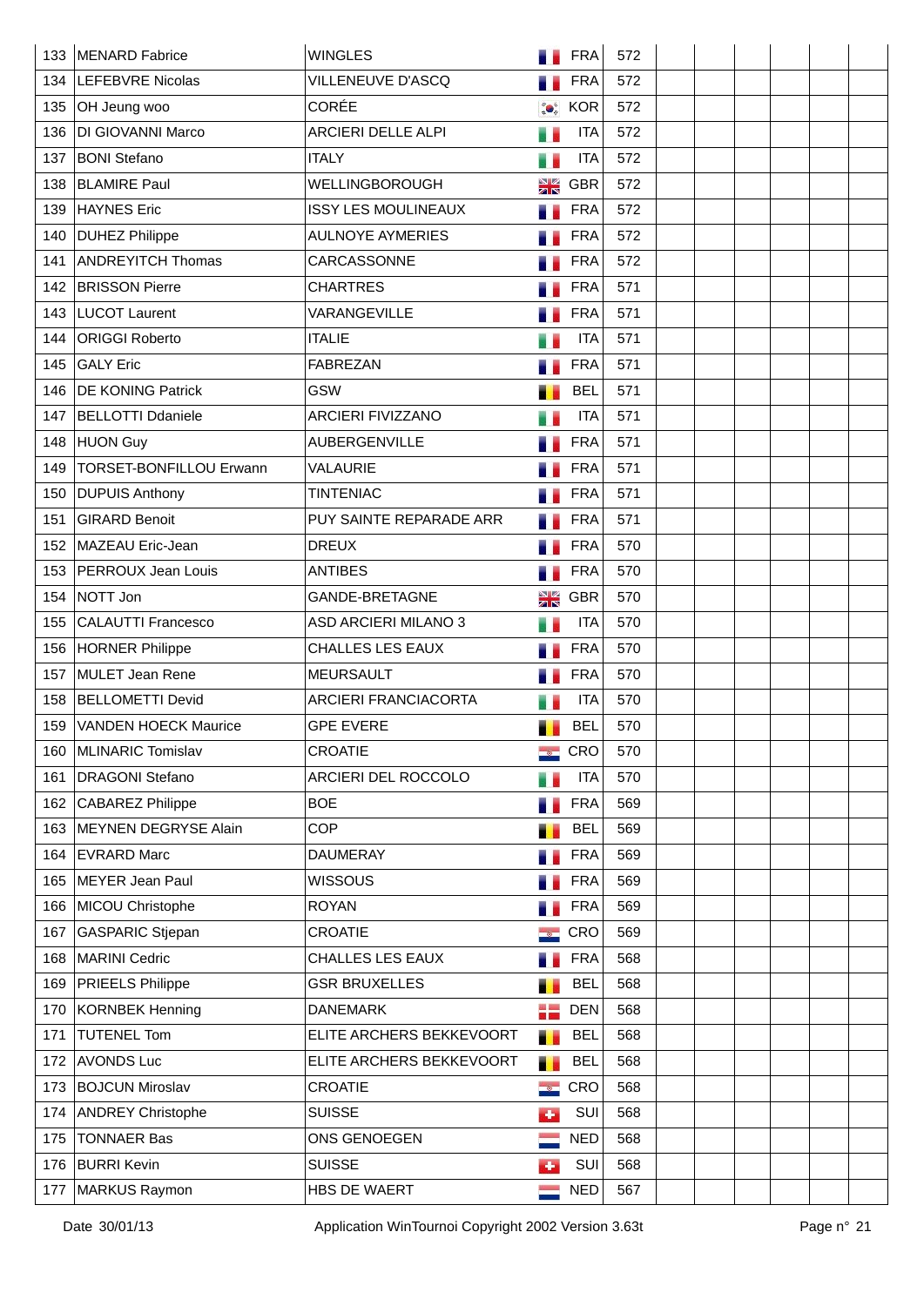| | | | | | | | | | | |
|---|---|---|---|---|---|---|---|---|---|---|
| 133 | MENARD Fabrice | WINGLES | FRA | 572 | | | | | | |
| 134 | LEFEBVRE Nicolas | VILLENEUVE D'ASCQ | FRA | 572 | | | | | | |
| 135 | OH Jeung woo | CORÉE | KOR | 572 | | | | | | |
| 136 | DI GIOVANNI Marco | ARCIERI DELLE ALPI | ITA | 572 | | | | | | |
| 137 | BONI Stefano | ITALY | ITA | 572 | | | | | | |
| 138 | BLAMIRE Paul | WELLINGBOROUGH | GBR | 572 | | | | | | |
| 139 | HAYNES Eric | ISSY LES MOULINEAUX | FRA | 572 | | | | | | |
| 140 | DUHEZ Philippe | AULNOYE AYMERIES | FRA | 572 | | | | | | |
| 141 | ANDREYITCH Thomas | CARCASSONNE | FRA | 572 | | | | | | |
| 142 | BRISSON Pierre | CHARTRES | FRA | 571 | | | | | | |
| 143 | LUCOT Laurent | VARANGEVILLE | FRA | 571 | | | | | | |
| 144 | ORIGGI Roberto | ITALIE | ITA | 571 | | | | | | |
| 145 | GALY Eric | FABREZAN | FRA | 571 | | | | | | |
| 146 | DE KONING Patrick | GSW | BEL | 571 | | | | | | |
| 147 | BELLOTTI Ddaniele | ARCIERI FIVIZZANO | ITA | 571 | | | | | | |
| 148 | HUON Guy | AUBERGENVILLE | FRA | 571 | | | | | | |
| 149 | TORSET-BONFILLOU Erwann | VALAURIE | FRA | 571 | | | | | | |
| 150 | DUPUIS Anthony | TINTENIAC | FRA | 571 | | | | | | |
| 151 | GIRARD Benoit | PUY SAINTE REPARADE ARR | FRA | 571 | | | | | | |
| 152 | MAZEAU Eric-Jean | DREUX | FRA | 570 | | | | | | |
| 153 | PERROUX Jean Louis | ANTIBES | FRA | 570 | | | | | | |
| 154 | NOTT Jon | GANDE-BRETAGNE | GBR | 570 | | | | | | |
| 155 | CALAUTTI Francesco | ASD ARCIERI MILANO 3 | ITA | 570 | | | | | | |
| 156 | HORNER Philippe | CHALLES LES EAUX | FRA | 570 | | | | | | |
| 157 | MULET Jean Rene | MEURSAULT | FRA | 570 | | | | | | |
| 158 | BELLOMETTI Devid | ARCIERI FRANCIACORTA | ITA | 570 | | | | | | |
| 159 | VANDEN HOECK Maurice | GPE EVERE | BEL | 570 | | | | | | |
| 160 | MLINARIC Tomislav | CROATIE | CRO | 570 | | | | | | |
| 161 | DRAGONI Stefano | ARCIERI DEL ROCCOLO | ITA | 570 | | | | | | |
| 162 | CABAREZ Philippe | BOE | FRA | 569 | | | | | | |
| 163 | MEYNEN DEGRYSE Alain | COP | BEL | 569 | | | | | | |
| 164 | EVRARD Marc | DAUMERAY | FRA | 569 | | | | | | |
| 165 | MEYER Jean Paul | WISSOUS | FRA | 569 | | | | | | |
| 166 | MICOU Christophe | ROYAN | FRA | 569 | | | | | | |
| 167 | GASPARIC Stjepan | CROATIE | CRO | 569 | | | | | | |
| 168 | MARINI Cedric | CHALLES LES EAUX | FRA | 568 | | | | | | |
| 169 | PRIEELS Philippe | GSR BRUXELLES | BEL | 568 | | | | | | |
| 170 | KORNBEK Henning | DANEMARK | DEN | 568 | | | | | | |
| 171 | TUTENEL Tom | ELITE ARCHERS BEKKEVOORT | BEL | 568 | | | | | | |
| 172 | AVONDS Luc | ELITE ARCHERS BEKKEVOORT | BEL | 568 | | | | | | |
| 173 | BOJCUN Miroslav | CROATIE | CRO | 568 | | | | | | |
| 174 | ANDREY Christophe | SUISSE | SUI | 568 | | | | | | |
| 175 | TONNAER Bas | ONS GENOEGEN | NED | 568 | | | | | | |
| 176 | BURRI Kevin | SUISSE | SUI | 568 | | | | | | |
| 177 | MARKUS Raymon | HBS DE WAERT | NED | 567 | | | | | | |

Date 30/01/13 Application WinTournoi Copyright 2002 Version 3.63t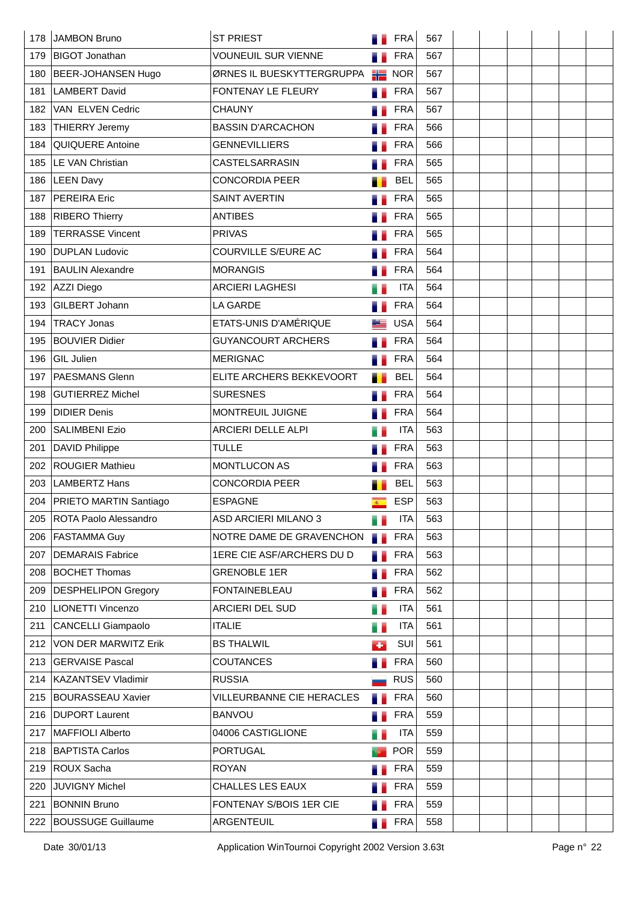| | | | | | | | | | | |
|---|---|---|---|---|---|---|---|---|---|---|
| 178 | JAMBON Bruno | ST PRIEST | FRA | 567 | | | | | | |
| 179 | BIGOT Jonathan | VOUNEUIL SUR VIENNE | FRA | 567 | | | | | | |
| 180 | BEER-JOHANSEN Hugo | ØRNES IL BUESKYTTERGRUPPA | NOR | 567 | | | | | | |
| 181 | LAMBERT David | FONTENAY LE FLEURY | FRA | 567 | | | | | | |
| 182 | VAN ELVEN Cedric | CHAUNY | FRA | 567 | | | | | | |
| 183 | THIERRY Jeremy | BASSIN D'ARCACHON | FRA | 566 | | | | | | |
| 184 | QUIQUERE Antoine | GENNEVILLIERS | FRA | 566 | | | | | | |
| 185 | LE VAN Christian | CASTELSARRASIN | FRA | 565 | | | | | | |
| 186 | LEEN Davy | CONCORDIA PEER | BEL | 565 | | | | | | |
| 187 | PEREIRA Eric | SAINT AVERTIN | FRA | 565 | | | | | | |
| 188 | RIBERO Thierry | ANTIBES | FRA | 565 | | | | | | |
| 189 | TERRASSE Vincent | PRIVAS | FRA | 565 | | | | | | |
| 190 | DUPLAN Ludovic | COURVILLE S/EURE AC | FRA | 564 | | | | | | |
| 191 | BAULIN Alexandre | MORANGIS | FRA | 564 | | | | | | |
| 192 | AZZI Diego | ARCIERI LAGHESI | ITA | 564 | | | | | | |
| 193 | GILBERT Johann | LA GARDE | FRA | 564 | | | | | | |
| 194 | TRACY Jonas | ETATS-UNIS D'AMÉRIQUE | USA | 564 | | | | | | |
| 195 | BOUVIER Didier | GUYANCOURT ARCHERS | FRA | 564 | | | | | | |
| 196 | GIL Julien | MERIGNAC | FRA | 564 | | | | | | |
| 197 | PAESMANS Glenn | ELITE ARCHERS BEKKEVOORT | BEL | 564 | | | | | | |
| 198 | GUTIERREZ Michel | SURESNES | FRA | 564 | | | | | | |
| 199 | DIDIER Denis | MONTREUIL JUIGNE | FRA | 564 | | | | | | |
| 200 | SALIMBENI Ezio | ARCIERI DELLE ALPI | ITA | 563 | | | | | | |
| 201 | DAVID Philippe | TULLE | FRA | 563 | | | | | | |
| 202 | ROUGIER Mathieu | MONTLUCON AS | FRA | 563 | | | | | | |
| 203 | LAMBERTZ Hans | CONCORDIA PEER | BEL | 563 | | | | | | |
| 204 | PRIETO MARTIN Santiago | ESPAGNE | ESP | 563 | | | | | | |
| 205 | ROTA Paolo Alessandro | ASD ARCIERI MILANO 3 | ITA | 563 | | | | | | |
| 206 | FASTAMMA Guy | NOTRE DAME DE GRAVENCHON | FRA | 563 | | | | | | |
| 207 | DEMARAIS Fabrice | 1ERE CIE ASF/ARCHERS DU D | FRA | 563 | | | | | | |
| 208 | BOCHET Thomas | GRENOBLE 1ER | FRA | 562 | | | | | | |
| 209 | DESPHELIPON Gregory | FONTAINEBLEAU | FRA | 562 | | | | | | |
| 210 | LIONETTI Vincenzo | ARCIERI DEL SUD | ITA | 561 | | | | | | |
| 211 | CANCELLI Giampaolo | ITALIE | ITA | 561 | | | | | | |
| 212 | VON DER MARWITZ Erik | BS THALWIL | SUI | 561 | | | | | | |
| 213 | GERVAISE Pascal | COUTANCES | FRA | 560 | | | | | | |
| 214 | KAZANTSEV Vladimir | RUSSIA | RUS | 560 | | | | | | |
| 215 | BOURASSEAU Xavier | VILLEURBANNE CIE HERACLES | FRA | 560 | | | | | | |
| 216 | DUPORT Laurent | BANVOU | FRA | 559 | | | | | | |
| 217 | MAFFIOLI Alberto | 04006 CASTIGLIONE | ITA | 559 | | | | | | |
| 218 | BAPTISTA Carlos | PORTUGAL | POR | 559 | | | | | | |
| 219 | ROUX Sacha | ROYAN | FRA | 559 | | | | | | |
| 220 | JUVIGNY Michel | CHALLES LES EAUX | FRA | 559 | | | | | | |
| 221 | BONNIN Bruno | FONTENAY S/BOIS 1ER CIE | FRA | 559 | | | | | | |
| 222 | BOUSSUGE Guillaume | ARGENTEUIL | FRA | 558 | | | | | | |

Date 30/01/13 Application WinTournoi Copyright 2002 Version 3.63t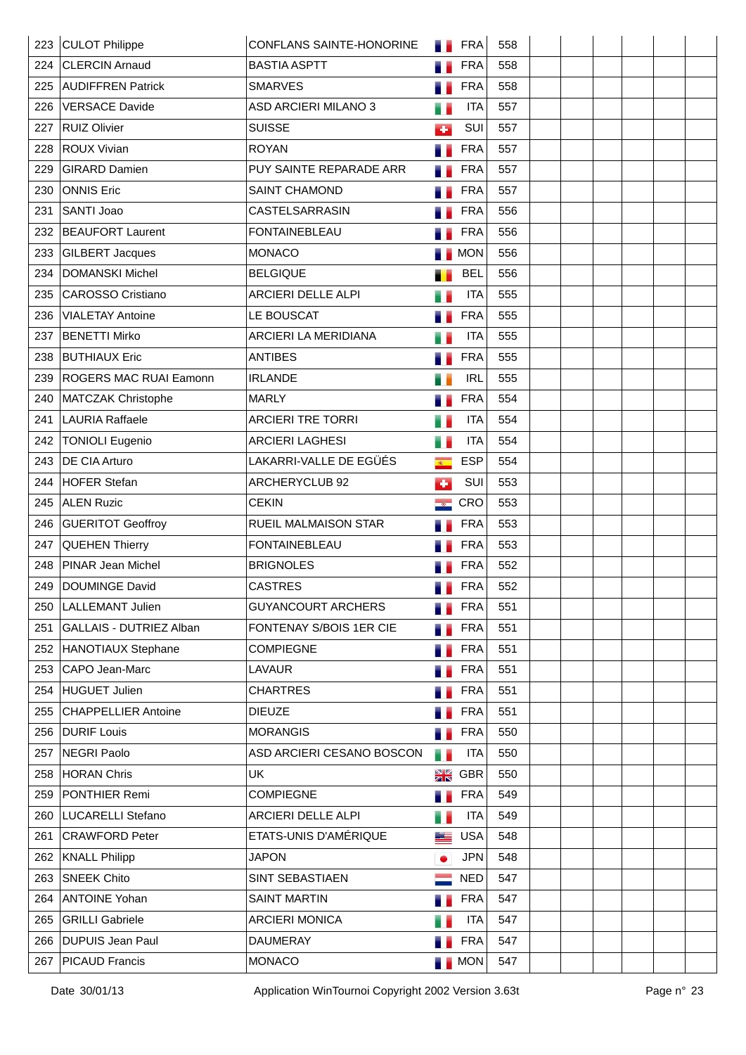| 223 | CULOT Philippe | CONFLANS SAINTE-HONORINE | FRA | 558 | | | | | | |
|---|---|---|---|---|---|---|---|---|---|---|
| 224 | CLERCIN Arnaud | BASTIA ASPTT | FRA | 558 | | | | | | |
| 225 | AUDIFFREN Patrick | SMARVES | FRA | 558 | | | | | | |
| 226 | VERSACE Davide | ASD ARCIERI MILANO 3 | ITA | 557 | | | | | | |
| 227 | RUIZ Olivier | SUISSE | SUI | 557 | | | | | | |
| 228 | ROUX Vivian | ROYAN | FRA | 557 | | | | | | |
| 229 | GIRARD Damien | PUY SAINTE REPARADE ARR | FRA | 557 | | | | | | |
| 230 | ONNIS Eric | SAINT CHAMOND | FRA | 557 | | | | | | |
| 231 | SANTI Joao | CASTELSARRASIN | FRA | 556 | | | | | | |
| 232 | BEAUFORT Laurent | FONTAINEBLEAU | FRA | 556 | | | | | | |
| 233 | GILBERT Jacques | MONACO | MON | 556 | | | | | | |
| 234 | DOMANSKI Michel | BELGIQUE | BEL | 556 | | | | | | |
| 235 | CAROSSO Cristiano | ARCIERI DELLE ALPI | ITA | 555 | | | | | | |
| 236 | VIALETAY Antoine | LE BOUSCAT | FRA | 555 | | | | | | |
| 237 | BENETTI Mirko | ARCIERI LA MERIDIANA | ITA | 555 | | | | | | |
| 238 | BUTHIAUX Eric | ANTIBES | FRA | 555 | | | | | | |
| 239 | ROGERS MAC RUAI Eamonn | IRLANDE | IRL | 555 | | | | | | |
| 240 | MATCZAK Christophe | MARLY | FRA | 554 | | | | | | |
| 241 | LAURIA Raffaele | ARCIERI TRE TORRI | ITA | 554 | | | | | | |
| 242 | TONIOLI Eugenio | ARCIERI LAGHESI | ITA | 554 | | | | | | |
| 243 | DE CIA Arturo | LAKARRI-VALLE DE EGÜÉS | ESP | 554 | | | | | | |
| 244 | HOFER Stefan | ARCHERYCLUB 92 | SUI | 553 | | | | | | |
| 245 | ALEN Ruzic | CEKIN | CRO | 553 | | | | | | |
| 246 | GUERITOT Geoffroy | RUEIL MALMAISON STAR | FRA | 553 | | | | | | |
| 247 | QUEHEN Thierry | FONTAINEBLEAU | FRA | 553 | | | | | | |
| 248 | PINAR Jean Michel | BRIGNOLES | FRA | 552 | | | | | | |
| 249 | DOUMINGE David | CASTRES | FRA | 552 | | | | | | |
| 250 | LALLEMANT Julien | GUYANCOURT ARCHERS | FRA | 551 | | | | | | |
| 251 | GALLAIS - DUTRIEZ Alban | FONTENAY S/BOIS 1ER CIE | FRA | 551 | | | | | | |
| 252 | HANOTIAUX Stephane | COMPIEGNE | FRA | 551 | | | | | | |
| 253 | CAPO Jean-Marc | LAVAUR | FRA | 551 | | | | | | |
| 254 | HUGUET Julien | CHARTRES | FRA | 551 | | | | | | |
| 255 | CHAPPELLIER Antoine | DIEUZE | FRA | 551 | | | | | | |
| 256 | DURIF Louis | MORANGIS | FRA | 550 | | | | | | |
| 257 | NEGRI Paolo | ASD ARCIERI CESANO BOSCON | ITA | 550 | | | | | | |
| 258 | HORAN Chris | UK | GBR | 550 | | | | | | |
| 259 | PONTHIER Remi | COMPIEGNE | FRA | 549 | | | | | | |
| 260 | LUCARELLI Stefano | ARCIERI DELLE ALPI | ITA | 549 | | | | | | |
| 261 | CRAWFORD Peter | ETATS-UNIS D'AMÉRIQUE | USA | 548 | | | | | | |
| 262 | KNALL Philipp | JAPON | JPN | 548 | | | | | | |
| 263 | SNEEK Chito | SINT SEBASTIAEN | NED | 547 | | | | | | |
| 264 | ANTOINE Yohan | SAINT MARTIN | FRA | 547 | | | | | | |
| 265 | GRILLI Gabriele | ARCIERI MONICA | ITA | 547 | | | | | | |
| 266 | DUPUIS Jean Paul | DAUMERAY | FRA | 547 | | | | | | |
| 267 | PICAUD Francis | MONACO | MON | 547 | | | | | | |

Date 30/01/13 Application WinTournoi Copyright 2002 Version 3.63t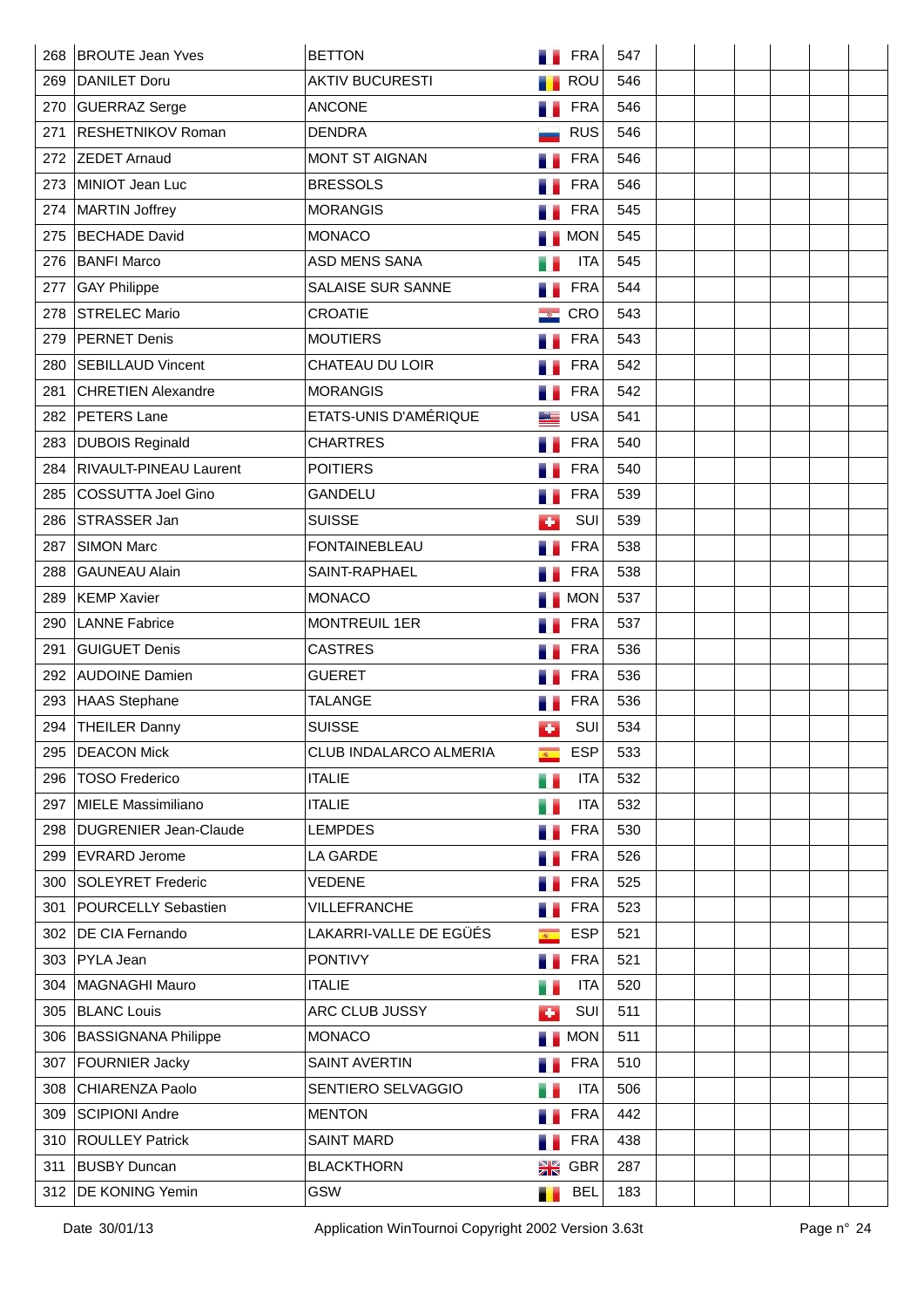| | | | | | | | | | | |
|---|---|---|---|---|---|---|---|---|---|---|
| 268 | BROUTE Jean Yves | BETTON | FRA | 547 | | | | | | |
| 269 | DANILET Doru | AKTIV BUCURESTI | ROU | 546 | | | | | | |
| 270 | GUERRAZ Serge | ANCONE | FRA | 546 | | | | | | |
| 271 | RESHETNIKOV Roman | DENDRA | RUS | 546 | | | | | | |
| 272 | ZEDET Arnaud | MONT ST AIGNAN | FRA | 546 | | | | | | |
| 273 | MINIOT Jean Luc | BRESSOLS | FRA | 546 | | | | | | |
| 274 | MARTIN Joffrey | MORANGIS | FRA | 545 | | | | | | |
| 275 | BECHADE David | MONACO | MON | 545 | | | | | | |
| 276 | BANFI Marco | ASD MENS SANA | ITA | 545 | | | | | | |
| 277 | GAY Philippe | SALAISE SUR SANNE | FRA | 544 | | | | | | |
| 278 | STRELEC Mario | CROATIE | CRO | 543 | | | | | | |
| 279 | PERNET Denis | MOUTIERS | FRA | 543 | | | | | | |
| 280 | SEBILLAUD Vincent | CHATEAU DU LOIR | FRA | 542 | | | | | | |
| 281 | CHRETIEN Alexandre | MORANGIS | FRA | 542 | | | | | | |
| 282 | PETERS Lane | ETATS-UNIS D'AMÉRIQUE | USA | 541 | | | | | | |
| 283 | DUBOIS Reginald | CHARTRES | FRA | 540 | | | | | | |
| 284 | RIVAULT-PINEAU Laurent | POITIERS | FRA | 540 | | | | | | |
| 285 | COSSUTTA Joel Gino | GANDELU | FRA | 539 | | | | | | |
| 286 | STRASSER Jan | SUISSE | SUI | 539 | | | | | | |
| 287 | SIMON Marc | FONTAINEBLEAU | FRA | 538 | | | | | | |
| 288 | GAUNEAU Alain | SAINT-RAPHAEL | FRA | 538 | | | | | | |
| 289 | KEMP Xavier | MONACO | MON | 537 | | | | | | |
| 290 | LANNE Fabrice | MONTREUIL 1ER | FRA | 537 | | | | | | |
| 291 | GUIGUET Denis | CASTRES | FRA | 536 | | | | | | |
| 292 | AUDOINE Damien | GUERET | FRA | 536 | | | | | | |
| 293 | HAAS Stephane | TALANGE | FRA | 536 | | | | | | |
| 294 | THEILER Danny | SUISSE | SUI | 534 | | | | | | |
| 295 | DEACON Mick | CLUB INDALARCO ALMERIA | ESP | 533 | | | | | | |
| 296 | TOSO Frederico | ITALIE | ITA | 532 | | | | | | |
| 297 | MIELE Massimiliano | ITALIE | ITA | 532 | | | | | | |
| 298 | DUGRENIER Jean-Claude | LEMPDES | FRA | 530 | | | | | | |
| 299 | EVRARD Jerome | LA GARDE | FRA | 526 | | | | | | |
| 300 | SOLEYRET Frederic | VEDENE | FRA | 525 | | | | | | |
| 301 | POURCELLY Sebastien | VILLEFRANCHE | FRA | 523 | | | | | | |
| 302 | DE CIA Fernando | LAKARRI-VALLE DE EGÜÉS | ESP | 521 | | | | | | |
| 303 | PYLA Jean | PONTIVY | FRA | 521 | | | | | | |
| 304 | MAGNAGHI Mauro | ITALIE | ITA | 520 | | | | | | |
| 305 | BLANC Louis | ARC CLUB JUSSY | SUI | 511 | | | | | | |
| 306 | BASSIGNANA Philippe | MONACO | MON | 511 | | | | | | |
| 307 | FOURNIER Jacky | SAINT AVERTIN | FRA | 510 | | | | | | |
| 308 | CHIARENZA Paolo | SENTIERO SELVAGGIO | ITA | 506 | | | | | | |
| 309 | SCIPIONI Andre | MENTON | FRA | 442 | | | | | | |
| 310 | ROULLEY Patrick | SAINT MARD | FRA | 438 | | | | | | |
| 311 | BUSBY Duncan | BLACKTHORN | GBR | 287 | | | | | | |
| 312 | DE KONING Yemin | GSW | BEL | 183 | | | | | | |

Date 30/01/13 Application WinTournoi Copyright 2002 Version 3.63t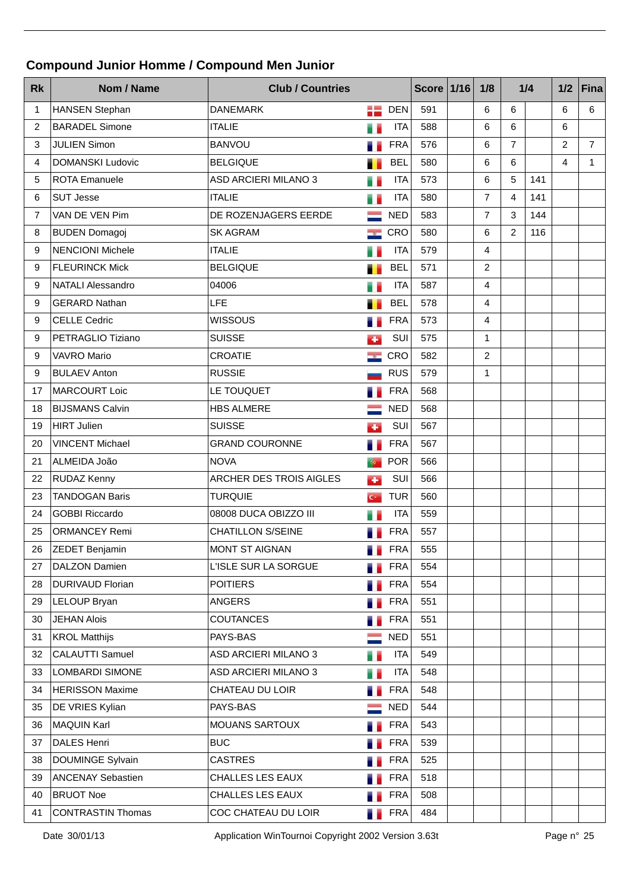## Compound Junior Homme / Compound Men Junior

| Rk | Nom / Name | Club / Countries | | Score | 1/16 | 1/8 | 1/4 | | 1/2 | Fina |
|---|---|---|---|---|---|---|---|---|---|---|
| 1 | HANSEN Stephan | DANEMARK | DEN | 591 | | 6 | 6 | | 6 | 6 |
| 2 | BARADEL Simone | ITALIE | ITA | 588 | | 6 | 6 | | 6 | |
| 3 | JULIEN Simon | BANVOU | FRA | 576 | | 6 | 7 | | 2 | 7 |
| 4 | DOMANSKI Ludovic | BELGIQUE | BEL | 580 | | 6 | 6 | | 4 | 1 |
| 5 | ROTA Emanuele | ASD ARCIERI MILANO 3 | ITA | 573 | | 6 | 5 | 141 | | |
| 6 | SUT Jesse | ITALIE | ITA | 580 | | 7 | 4 | 141 | | |
| 7 | VAN DE VEN Pim | DE ROZENJAGERS EERDE | NED | 583 | | 7 | 3 | 144 | | |
| 8 | BUDEN Domagoj | SK AGRAM | CRO | 580 | | 6 | 2 | 116 | | |
| 9 | NENCIONI Michele | ITALIE | ITA | 579 | | 4 | | | | |
| 9 | FLEURINCK Mick | BELGIQUE | BEL | 571 | | 2 | | | | |
| 9 | NATALI Alessandro | 04006 | ITA | 587 | | 4 | | | | |
| 9 | GERARD Nathan | LFE | BEL | 578 | | 4 | | | | |
| 9 | CELLE Cedric | WISSOUS | FRA | 573 | | 4 | | | | |
| 9 | PETRAGLIO Tiziano | SUISSE | SUI | 575 | | 1 | | | | |
| 9 | VAVRO Mario | CROATIE | CRO | 582 | | 2 | | | | |
| 9 | BULAEV Anton | RUSSIE | RUS | 579 | | 1 | | | | |
| 17 | MARCOURT Loic | LE TOUQUET | FRA | 568 | | | | | | |
| 18 | BIJSMANS Calvin | HBS ALMERE | NED | 568 | | | | | | |
| 19 | HIRT Julien | SUISSE | SUI | 567 | | | | | | |
| 20 | VINCENT Michael | GRAND COURONNE | FRA | 567 | | | | | | |
| 21 | ALMEIDA João | NOVA | POR | 566 | | | | | | |
| 22 | RUDAZ Kenny | ARCHER DES TROIS AIGLES | SUI | 566 | | | | | | |
| 23 | TANDOGAN Baris | TURQUIE | TUR | 560 | | | | | | |
| 24 | GOBBI Riccardo | 08008 DUCA OBIZZO III | ITA | 559 | | | | | | |
| 25 | ORMANCEY Remi | CHATILLON S/SEINE | FRA | 557 | | | | | | |
| 26 | ZEDET Benjamin | MONT ST AIGNAN | FRA | 555 | | | | | | |
| 27 | DALZON Damien | L'ISLE SUR LA SORGUE | FRA | 554 | | | | | | |
| 28 | DURIVAUD Florian | POITIERS | FRA | 554 | | | | | | |
| 29 | LELOUP Bryan | ANGERS | FRA | 551 | | | | | | |
| 30 | JEHAN Alois | COUTANCES | FRA | 551 | | | | | | |
| 31 | KROL Matthijs | PAYS-BAS | NED | 551 | | | | | | |
| 32 | CALAUTTI Samuel | ASD ARCIERI MILANO 3 | ITA | 549 | | | | | | |
| 33 | LOMBARDI SIMONE | ASD ARCIERI MILANO 3 | ITA | 548 | | | | | | |
| 34 | HERISSON Maxime | CHATEAU DU LOIR | FRA | 548 | | | | | | |
| 35 | DE VRIES Kylian | PAYS-BAS | NED | 544 | | | | | | |
| 36 | MAQUIN Karl | MOUANS SARTOUX | FRA | 543 | | | | | | |
| 37 | DALES Henri | BUC | FRA | 539 | | | | | | |
| 38 | DOUMINGE Sylvain | CASTRES | FRA | 525 | | | | | | |
| 39 | ANCENAY Sebastien | CHALLES LES EAUX | FRA | 518 | | | | | | |
| 40 | BRUOT Noe | CHALLES LES EAUX | FRA | 508 | | | | | | |
| 41 | CONTRASTIN Thomas | COC CHATEAU DU LOIR | FRA | 484 | | | | | | |

Date 30/01/13 Application WinTournoi Copyright 2002 Version 3.63t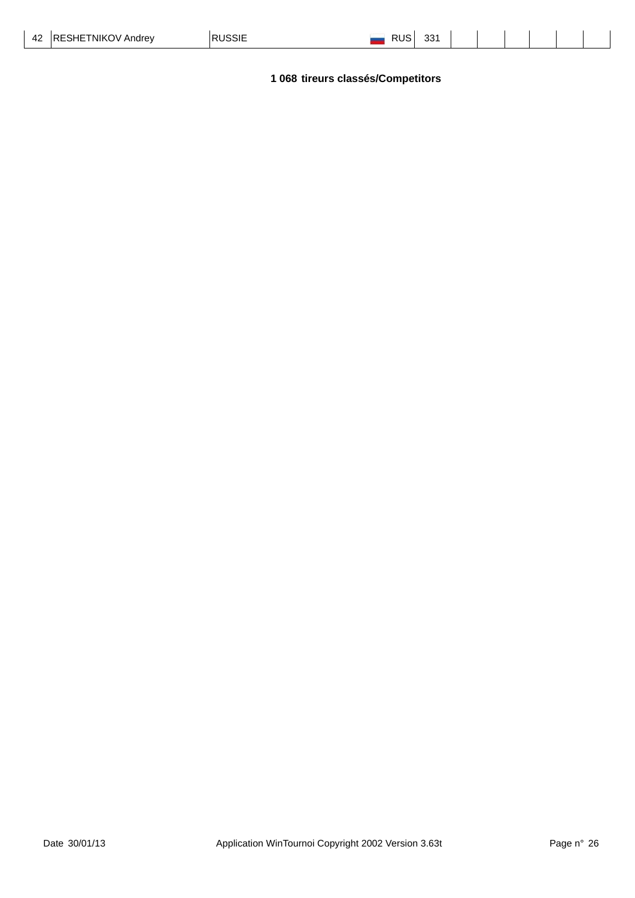| | | | | | | | | | | |
|---|---|---|---|---|---|---|---|---|---|---|
| 42 | RESHETNIKOV Andrey | RUSSIE | RUS | 331 | | | | | | |

**1 068 tireurs classés/Competitors**

Date 30/01/13 Application WinTournoi Copyright 2002 Version 3.63t